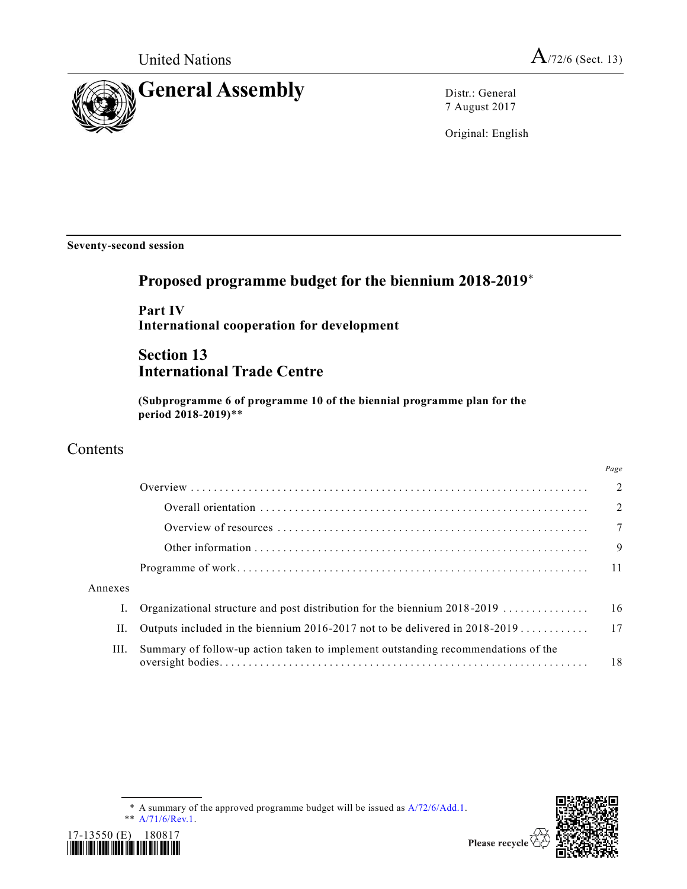United Nations

A/72/6 (Sect. 13)

# General Assembly

Distr.: General
7 August 2017

Original: English

**Seventy-second session**

## Proposed programme budget for the biennium 2018-2019*

**Part IV**
**International cooperation for development**

## Section 13
## International Trade Centre

**(Subprogramme 6 of programme 10 of the biennial programme plan for the period 2018-2019)****

## Contents

| | | Page |
|---|---|---|
| | Overview | 2 |
| | Overall orientation | 2 |
| | Overview of resources | 7 |
| | Other information | 9 |
| | Programme of work | 11 |
| Annexes | | |
| I. | Organizational structure and post distribution for the biennium 2018-2019 | 16 |
| II. | Outputs included in the biennium 2016-2017 not to be delivered in 2018-2019 | 17 |
| III. | Summary of follow-up action taken to implement outstanding recommendations of the oversight bodies | 18 |

\* A summary of the approved programme budget will be issued as A/72/6/Add.1.

\*\* A/71/6/Rev.1.

17-13550 (E) 180817

Please recycle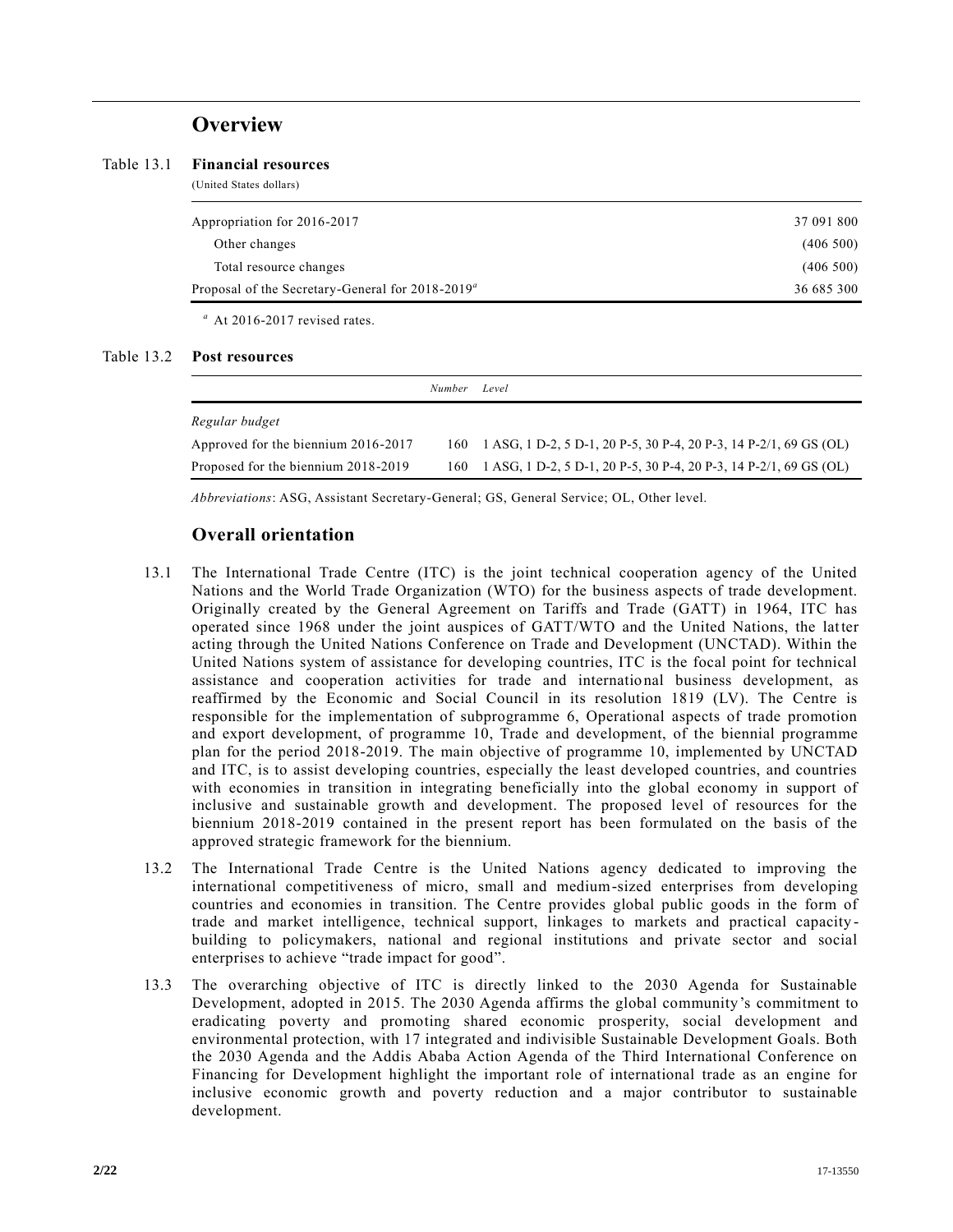# Overview

Table 13.1 **Financial resources**

(United States dollars)

| | |
|---|---|
| Appropriation for 2016-2017 | 37 091 800 |
| Other changes | (406 500) |
| Total resource changes | (406 500) |
| Proposal of the Secretary-General for 2018-2019[a] | 36 685 300 |

[a] At 2016-2017 revised rates.

Table 13.2 **Post resources**

| | *Number* | *Level* |
|---|---|---|
| *Regular budget* | | |
| Approved for the biennium 2016-2017 | 160 | 1 ASG, 1 D-2, 5 D-1, 20 P-5, 30 P-4, 20 P-3, 14 P-2/1, 69 GS (OL) |
| Proposed for the biennium 2018-2019 | 160 | 1 ASG, 1 D-2, 5 D-1, 20 P-5, 30 P-4, 20 P-3, 14 P-2/1, 69 GS (OL) |

*Abbreviations*: ASG, Assistant Secretary-General; GS, General Service; OL, Other level.

## Overall orientation

13.1 The International Trade Centre (ITC) is the joint technical cooperation agency of the United Nations and the World Trade Organization (WTO) for the business aspects of trade development. Originally created by the General Agreement on Tariffs and Trade (GATT) in 1964, ITC has operated since 1968 under the joint auspices of GATT/WTO and the United Nations, the latter acting through the United Nations Conference on Trade and Development (UNCTAD). Within the United Nations system of assistance for developing countries, ITC is the focal point for technical assistance and cooperation activities for trade and international business development, as reaffirmed by the Economic and Social Council in its resolution 1819 (LV). The Centre is responsible for the implementation of subprogramme 6, Operational aspects of trade promotion and export development, of programme 10, Trade and development, of the biennial programme plan for the period 2018-2019. The main objective of programme 10, implemented by UNCTAD and ITC, is to assist developing countries, especially the least developed countries, and countries with economies in transition in integrating beneficially into the global economy in support of inclusive and sustainable growth and development. The proposed level of resources for the biennium 2018-2019 contained in the present report has been formulated on the basis of the approved strategic framework for the biennium.

13.2 The International Trade Centre is the United Nations agency dedicated to improving the international competitiveness of micro, small and medium-sized enterprises from developing countries and economies in transition. The Centre provides global public goods in the form of trade and market intelligence, technical support, linkages to markets and practical capacity-building to policymakers, national and regional institutions and private sector and social enterprises to achieve "trade impact for good".

13.3 The overarching objective of ITC is directly linked to the 2030 Agenda for Sustainable Development, adopted in 2015. The 2030 Agenda affirms the global community's commitment to eradicating poverty and promoting shared economic prosperity, social development and environmental protection, with 17 integrated and indivisible Sustainable Development Goals. Both the 2030 Agenda and the Addis Ababa Action Agenda of the Third International Conference on Financing for Development highlight the important role of international trade as an engine for inclusive economic growth and poverty reduction and a major contributor to sustainable development.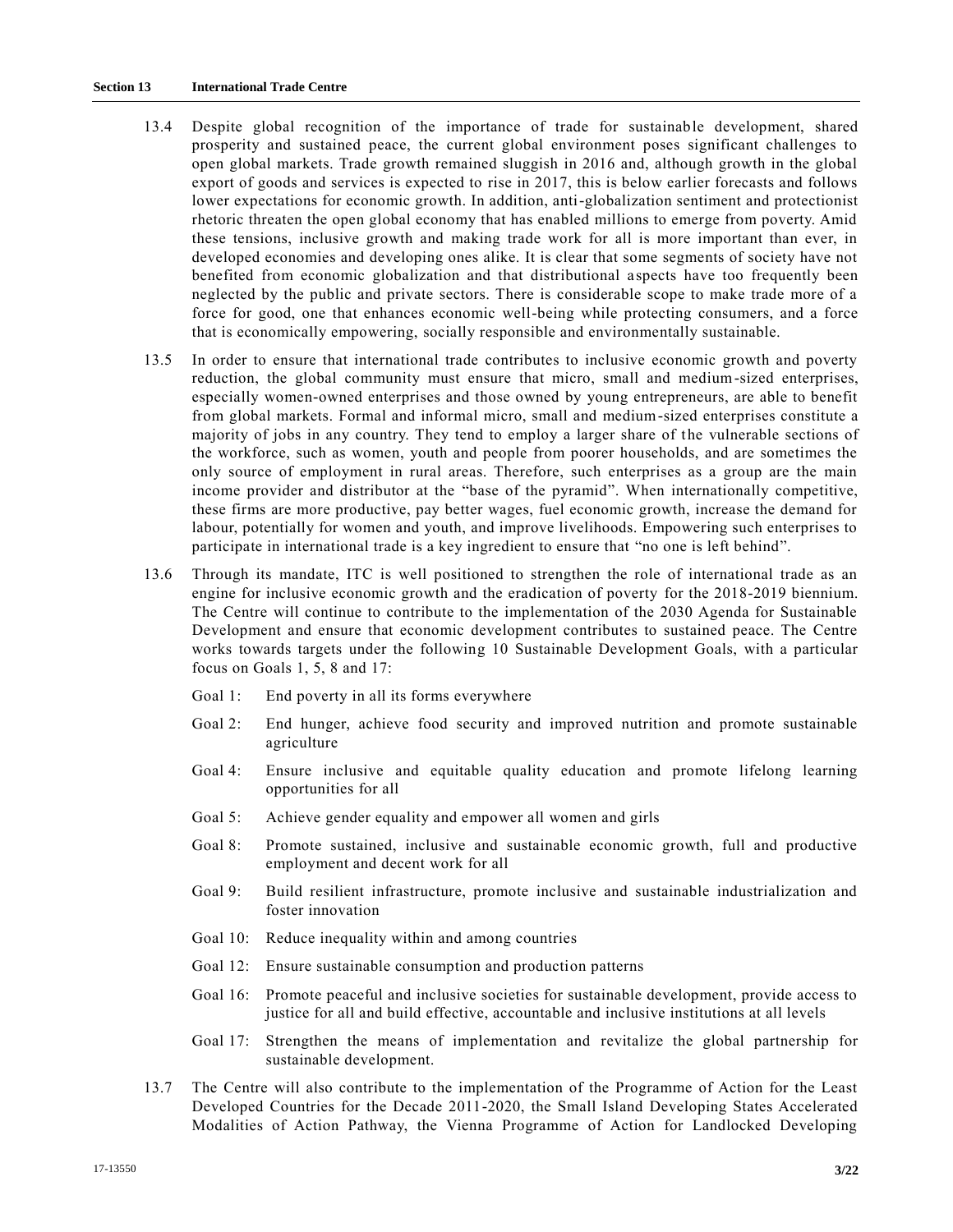13.4 Despite global recognition of the importance of trade for sustainable development, shared prosperity and sustained peace, the current global environment poses significant challenges to open global markets. Trade growth remained sluggish in 2016 and, although growth in the global export of goods and services is expected to rise in 2017, this is below earlier forecasts and follows lower expectations for economic growth. In addition, anti-globalization sentiment and protectionist rhetoric threaten the open global economy that has enabled millions to emerge from poverty. Amid these tensions, inclusive growth and making trade work for all is more important than ever, in developed economies and developing ones alike. It is clear that some segments of society have not benefited from economic globalization and that distributional aspects have too frequently been neglected by the public and private sectors. There is considerable scope to make trade more of a force for good, one that enhances economic well-being while protecting consumers, and a force that is economically empowering, socially responsible and environmentally sustainable.

13.5 In order to ensure that international trade contributes to inclusive economic growth and poverty reduction, the global community must ensure that micro, small and medium-sized enterprises, especially women-owned enterprises and those owned by young entrepreneurs, are able to benefit from global markets. Formal and informal micro, small and medium-sized enterprises constitute a majority of jobs in any country. They tend to employ a larger share of the vulnerable sections of the workforce, such as women, youth and people from poorer households, and are sometimes the only source of employment in rural areas. Therefore, such enterprises as a group are the main income provider and distributor at the "base of the pyramid". When internationally competitive, these firms are more productive, pay better wages, fuel economic growth, increase the demand for labour, potentially for women and youth, and improve livelihoods. Empowering such enterprises to participate in international trade is a key ingredient to ensure that "no one is left behind".

13.6 Through its mandate, ITC is well positioned to strengthen the role of international trade as an engine for inclusive economic growth and the eradication of poverty for the 2018-2019 biennium. The Centre will continue to contribute to the implementation of the 2030 Agenda for Sustainable Development and ensure that economic development contributes to sustained peace. The Centre works towards targets under the following 10 Sustainable Development Goals, with a particular focus on Goals 1, 5, 8 and 17:

Goal 1: End poverty in all its forms everywhere

Goal 2: End hunger, achieve food security and improved nutrition and promote sustainable agriculture

Goal 4: Ensure inclusive and equitable quality education and promote lifelong learning opportunities for all

Goal 5: Achieve gender equality and empower all women and girls

Goal 8: Promote sustained, inclusive and sustainable economic growth, full and productive employment and decent work for all

Goal 9: Build resilient infrastructure, promote inclusive and sustainable industrialization and foster innovation

Goal 10: Reduce inequality within and among countries

Goal 12: Ensure sustainable consumption and production patterns

Goal 16: Promote peaceful and inclusive societies for sustainable development, provide access to justice for all and build effective, accountable and inclusive institutions at all levels

Goal 17: Strengthen the means of implementation and revitalize the global partnership for sustainable development.

13.7 The Centre will also contribute to the implementation of the Programme of Action for the Least Developed Countries for the Decade 2011-2020, the Small Island Developing States Accelerated Modalities of Action Pathway, the Vienna Programme of Action for Landlocked Developing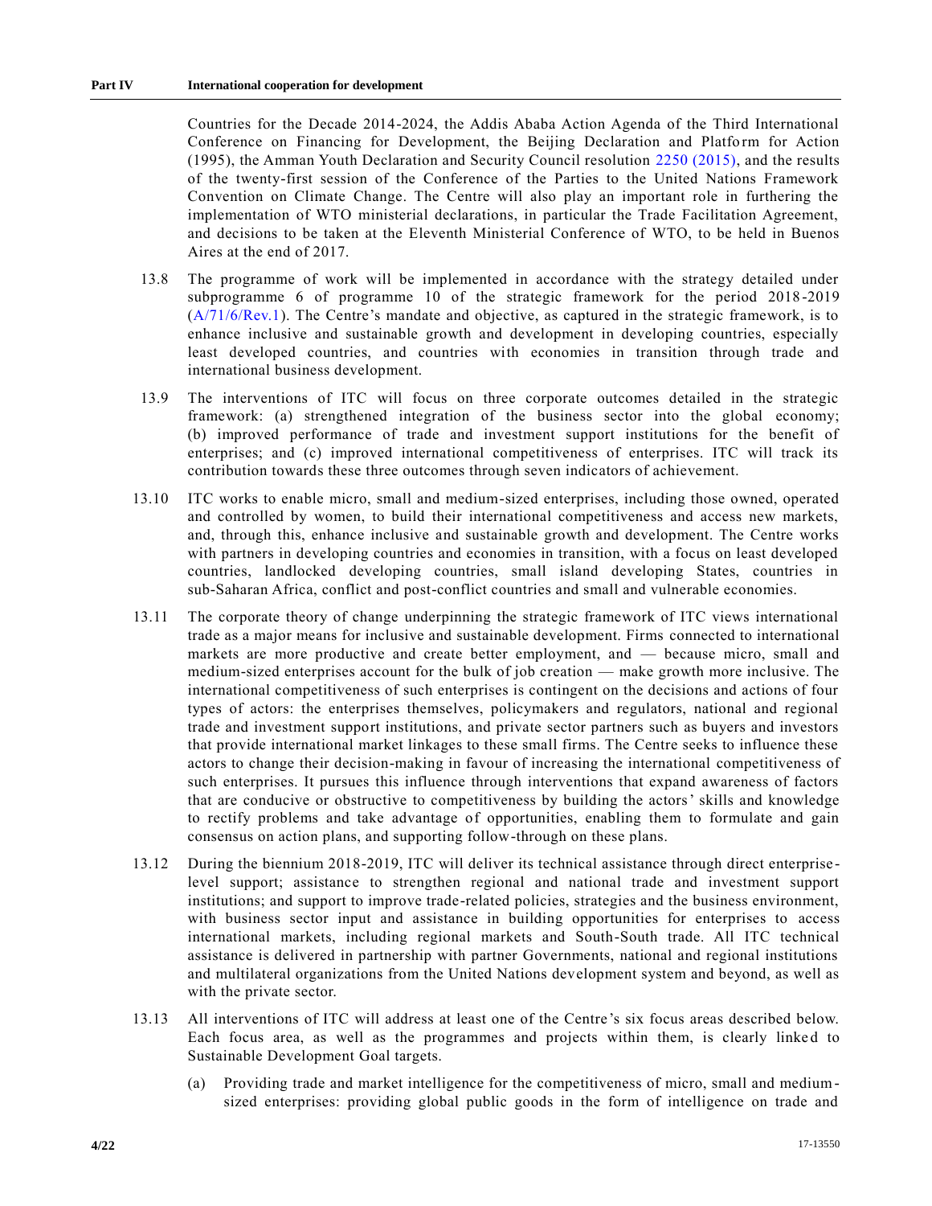Countries for the Decade 2014-2024, the Addis Ababa Action Agenda of the Third International Conference on Financing for Development, the Beijing Declaration and Platform for Action (1995), the Amman Youth Declaration and Security Council resolution 2250 (2015), and the results of the twenty-first session of the Conference of the Parties to the United Nations Framework Convention on Climate Change. The Centre will also play an important role in furthering the implementation of WTO ministerial declarations, in particular the Trade Facilitation Agreement, and decisions to be taken at the Eleventh Ministerial Conference of WTO, to be held in Buenos Aires at the end of 2017.

13.8 The programme of work will be implemented in accordance with the strategy detailed under subprogramme 6 of programme 10 of the strategic framework for the period 2018-2019 (A/71/6/Rev.1). The Centre's mandate and objective, as captured in the strategic framework, is to enhance inclusive and sustainable growth and development in developing countries, especially least developed countries, and countries with economies in transition through trade and international business development.

13.9 The interventions of ITC will focus on three corporate outcomes detailed in the strategic framework: (a) strengthened integration of the business sector into the global economy; (b) improved performance of trade and investment support institutions for the benefit of enterprises; and (c) improved international competitiveness of enterprises. ITC will track its contribution towards these three outcomes through seven indicators of achievement.

13.10 ITC works to enable micro, small and medium-sized enterprises, including those owned, operated and controlled by women, to build their international competitiveness and access new markets, and, through this, enhance inclusive and sustainable growth and development. The Centre works with partners in developing countries and economies in transition, with a focus on least developed countries, landlocked developing countries, small island developing States, countries in sub-Saharan Africa, conflict and post-conflict countries and small and vulnerable economies.

13.11 The corporate theory of change underpinning the strategic framework of ITC views international trade as a major means for inclusive and sustainable development. Firms connected to international markets are more productive and create better employment, and — because micro, small and medium-sized enterprises account for the bulk of job creation — make growth more inclusive. The international competitiveness of such enterprises is contingent on the decisions and actions of four types of actors: the enterprises themselves, policymakers and regulators, national and regional trade and investment support institutions, and private sector partners such as buyers and investors that provide international market linkages to these small firms. The Centre seeks to influence these actors to change their decision-making in favour of increasing the international competitiveness of such enterprises. It pursues this influence through interventions that expand awareness of factors that are conducive or obstructive to competitiveness by building the actors' skills and knowledge to rectify problems and take advantage of opportunities, enabling them to formulate and gain consensus on action plans, and supporting follow-through on these plans.

13.12 During the biennium 2018-2019, ITC will deliver its technical assistance through direct enterprise-level support; assistance to strengthen regional and national trade and investment support institutions; and support to improve trade-related policies, strategies and the business environment, with business sector input and assistance in building opportunities for enterprises to access international markets, including regional markets and South-South trade. All ITC technical assistance is delivered in partnership with partner Governments, national and regional institutions and multilateral organizations from the United Nations development system and beyond, as well as with the private sector.

13.13 All interventions of ITC will address at least one of the Centre's six focus areas described below. Each focus area, as well as the programmes and projects within them, is clearly linked to Sustainable Development Goal targets.

(a) Providing trade and market intelligence for the competitiveness of micro, small and medium-sized enterprises: providing global public goods in the form of intelligence on trade and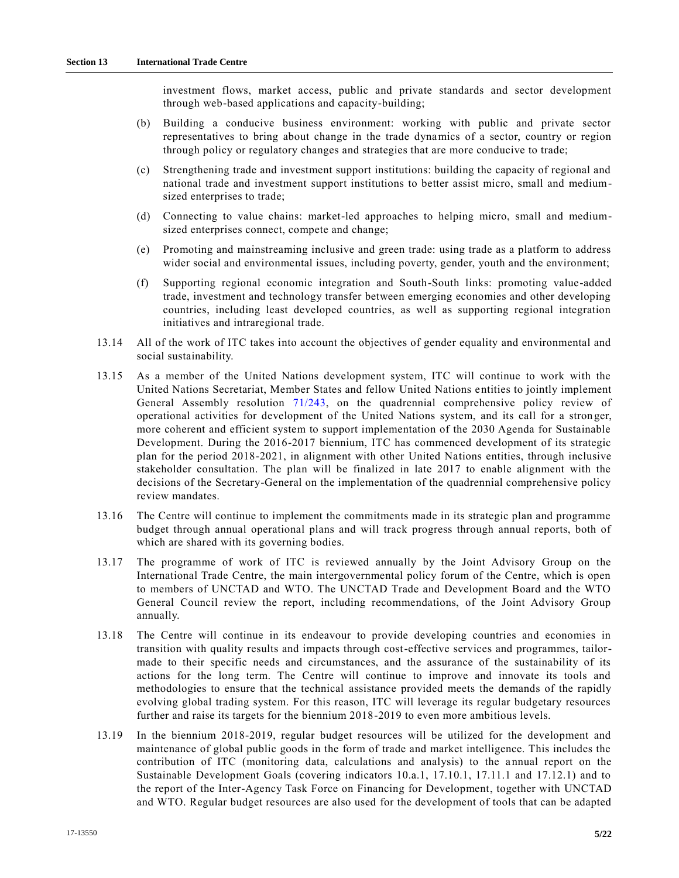investment flows, market access, public and private standards and sector development through web-based applications and capacity-building;

(b) Building a conducive business environment: working with public and private sector representatives to bring about change in the trade dynamics of a sector, country or region through policy or regulatory changes and strategies that are more conducive to trade;

(c) Strengthening trade and investment support institutions: building the capacity of regional and national trade and investment support institutions to better assist micro, small and medium-sized enterprises to trade;

(d) Connecting to value chains: market-led approaches to helping micro, small and medium-sized enterprises connect, compete and change;

(e) Promoting and mainstreaming inclusive and green trade: using trade as a platform to address wider social and environmental issues, including poverty, gender, youth and the environment;

(f) Supporting regional economic integration and South-South links: promoting value-added trade, investment and technology transfer between emerging economies and other developing countries, including least developed countries, as well as supporting regional integration initiatives and intraregional trade.

13.14 All of the work of ITC takes into account the objectives of gender equality and environmental and social sustainability.

13.15 As a member of the United Nations development system, ITC will continue to work with the United Nations Secretariat, Member States and fellow United Nations entities to jointly implement General Assembly resolution 71/243, on the quadrennial comprehensive policy review of operational activities for development of the United Nations system, and its call for a stronger, more coherent and efficient system to support implementation of the 2030 Agenda for Sustainable Development. During the 2016-2017 biennium, ITC has commenced development of its strategic plan for the period 2018-2021, in alignment with other United Nations entities, through inclusive stakeholder consultation. The plan will be finalized in late 2017 to enable alignment with the decisions of the Secretary-General on the implementation of the quadrennial comprehensive policy review mandates.

13.16 The Centre will continue to implement the commitments made in its strategic plan and programme budget through annual operational plans and will track progress through annual reports, both of which are shared with its governing bodies.

13.17 The programme of work of ITC is reviewed annually by the Joint Advisory Group on the International Trade Centre, the main intergovernmental policy forum of the Centre, which is open to members of UNCTAD and WTO. The UNCTAD Trade and Development Board and the WTO General Council review the report, including recommendations, of the Joint Advisory Group annually.

13.18 The Centre will continue in its endeavour to provide developing countries and economies in transition with quality results and impacts through cost-effective services and programmes, tailor-made to their specific needs and circumstances, and the assurance of the sustainability of its actions for the long term. The Centre will continue to improve and innovate its tools and methodologies to ensure that the technical assistance provided meets the demands of the rapidly evolving global trading system. For this reason, ITC will leverage its regular budgetary resources further and raise its targets for the biennium 2018-2019 to even more ambitious levels.

13.19 In the biennium 2018-2019, regular budget resources will be utilized for the development and maintenance of global public goods in the form of trade and market intelligence. This includes the contribution of ITC (monitoring data, calculations and analysis) to the annual report on the Sustainable Development Goals (covering indicators 10.a.1, 17.10.1, 17.11.1 and 17.12.1) and to the report of the Inter-Agency Task Force on Financing for Development, together with UNCTAD and WTO. Regular budget resources are also used for the development of tools that can be adapted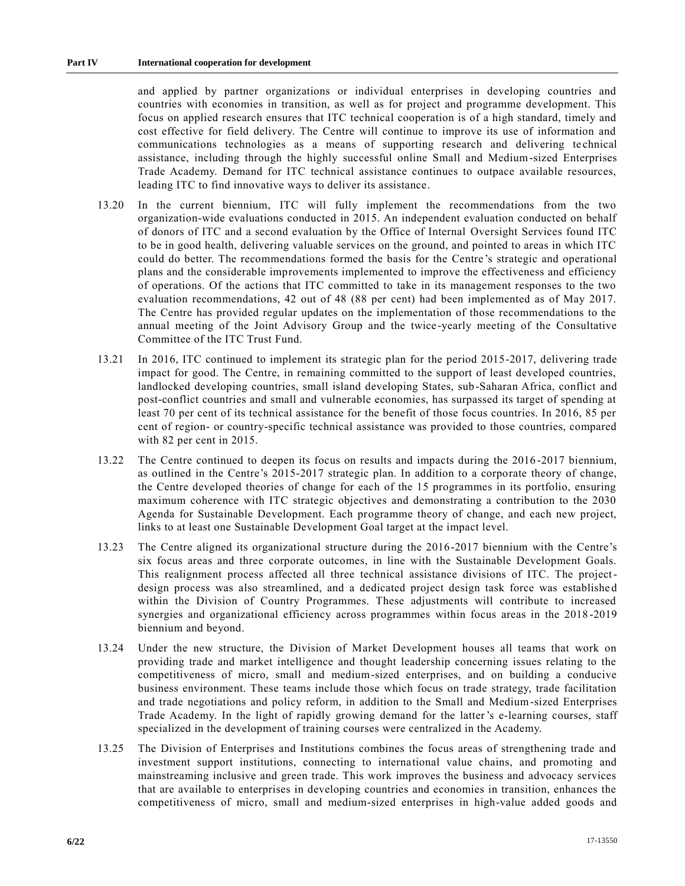and applied by partner organizations or individual enterprises in developing countries and countries with economies in transition, as well as for project and programme development. This focus on applied research ensures that ITC technical cooperation is of a high standard, timely and cost effective for field delivery. The Centre will continue to improve its use of information and communications technologies as a means of supporting research and delivering technical assistance, including through the highly successful online Small and Medium-sized Enterprises Trade Academy. Demand for ITC technical assistance continues to outpace available resources, leading ITC to find innovative ways to deliver its assistance.

13.20 In the current biennium, ITC will fully implement the recommendations from the two organization-wide evaluations conducted in 2015. An independent evaluation conducted on behalf of donors of ITC and a second evaluation by the Office of Internal Oversight Services found ITC to be in good health, delivering valuable services on the ground, and pointed to areas in which ITC could do better. The recommendations formed the basis for the Centre's strategic and operational plans and the considerable improvements implemented to improve the effectiveness and efficiency of operations. Of the actions that ITC committed to take in its management responses to the two evaluation recommendations, 42 out of 48 (88 per cent) had been implemented as of May 2017. The Centre has provided regular updates on the implementation of those recommendations to the annual meeting of the Joint Advisory Group and the twice-yearly meeting of the Consultative Committee of the ITC Trust Fund.

13.21 In 2016, ITC continued to implement its strategic plan for the period 2015-2017, delivering trade impact for good. The Centre, in remaining committed to the support of least developed countries, landlocked developing countries, small island developing States, sub-Saharan Africa, conflict and post-conflict countries and small and vulnerable economies, has surpassed its target of spending at least 70 per cent of its technical assistance for the benefit of those focus countries. In 2016, 85 per cent of region- or country-specific technical assistance was provided to those countries, compared with 82 per cent in 2015.

13.22 The Centre continued to deepen its focus on results and impacts during the 2016-2017 biennium, as outlined in the Centre's 2015-2017 strategic plan. In addition to a corporate theory of change, the Centre developed theories of change for each of the 15 programmes in its portfolio, ensuring maximum coherence with ITC strategic objectives and demonstrating a contribution to the 2030 Agenda for Sustainable Development. Each programme theory of change, and each new project, links to at least one Sustainable Development Goal target at the impact level.

13.23 The Centre aligned its organizational structure during the 2016-2017 biennium with the Centre's six focus areas and three corporate outcomes, in line with the Sustainable Development Goals. This realignment process affected all three technical assistance divisions of ITC. The project-design process was also streamlined, and a dedicated project design task force was established within the Division of Country Programmes. These adjustments will contribute to increased synergies and organizational efficiency across programmes within focus areas in the 2018-2019 biennium and beyond.

13.24 Under the new structure, the Division of Market Development houses all teams that work on providing trade and market intelligence and thought leadership concerning issues relating to the competitiveness of micro, small and medium-sized enterprises, and on building a conducive business environment. These teams include those which focus on trade strategy, trade facilitation and trade negotiations and policy reform, in addition to the Small and Medium-sized Enterprises Trade Academy. In the light of rapidly growing demand for the latter's e-learning courses, staff specialized in the development of training courses were centralized in the Academy.

13.25 The Division of Enterprises and Institutions combines the focus areas of strengthening trade and investment support institutions, connecting to international value chains, and promoting and mainstreaming inclusive and green trade. This work improves the business and advocacy services that are available to enterprises in developing countries and economies in transition, enhances the competitiveness of micro, small and medium-sized enterprises in high-value added goods and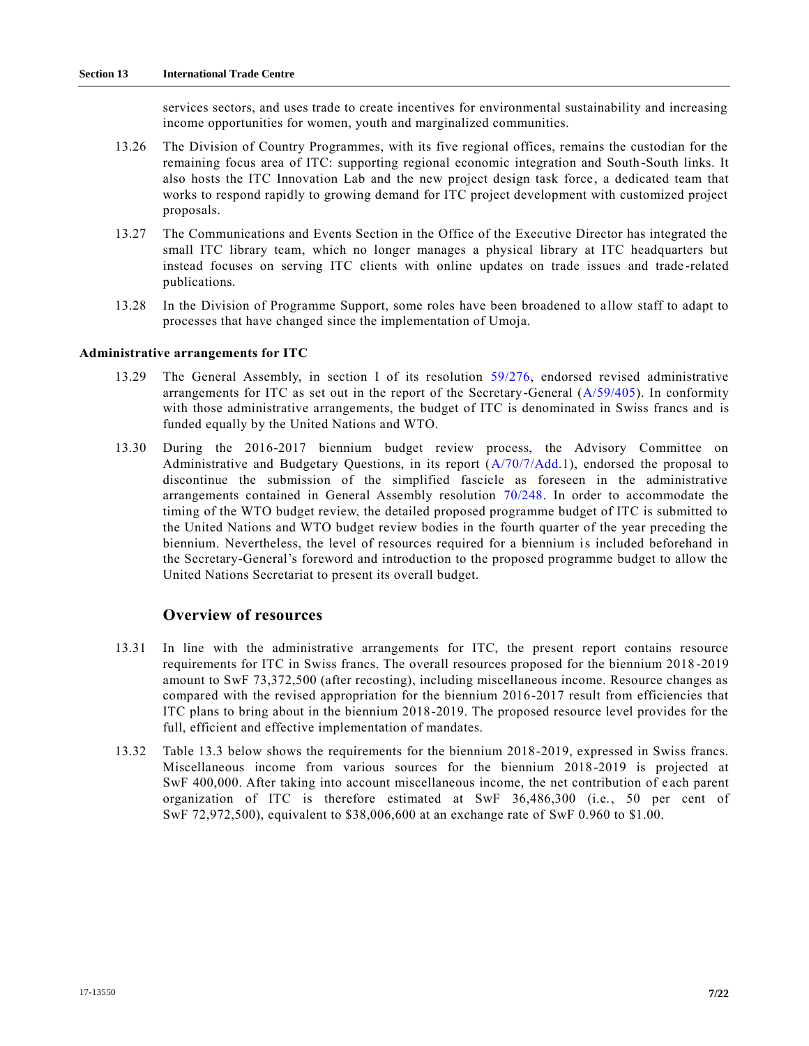services sectors, and uses trade to create incentives for environmental sustainability and increasing income opportunities for women, youth and marginalized communities.

13.26 The Division of Country Programmes, with its five regional offices, remains the custodian for the remaining focus area of ITC: supporting regional economic integration and South-South links. It also hosts the ITC Innovation Lab and the new project design task force, a dedicated team that works to respond rapidly to growing demand for ITC project development with customized project proposals.

13.27 The Communications and Events Section in the Office of the Executive Director has integrated the small ITC library team, which no longer manages a physical library at ITC headquarters but instead focuses on serving ITC clients with online updates on trade issues and trade-related publications.

13.28 In the Division of Programme Support, some roles have been broadened to allow staff to adapt to processes that have changed since the implementation of Umoja.

**Administrative arrangements for ITC**

13.29 The General Assembly, in section I of its resolution 59/276, endorsed revised administrative arrangements for ITC as set out in the report of the Secretary-General (A/59/405). In conformity with those administrative arrangements, the budget of ITC is denominated in Swiss francs and is funded equally by the United Nations and WTO.

13.30 During the 2016-2017 biennium budget review process, the Advisory Committee on Administrative and Budgetary Questions, in its report (A/70/7/Add.1), endorsed the proposal to discontinue the submission of the simplified fascicle as foreseen in the administrative arrangements contained in General Assembly resolution 70/248. In order to accommodate the timing of the WTO budget review, the detailed proposed programme budget of ITC is submitted to the United Nations and WTO budget review bodies in the fourth quarter of the year preceding the biennium. Nevertheless, the level of resources required for a biennium is included beforehand in the Secretary-General's foreword and introduction to the proposed programme budget to allow the United Nations Secretariat to present its overall budget.

## Overview of resources

13.31 In line with the administrative arrangements for ITC, the present report contains resource requirements for ITC in Swiss francs. The overall resources proposed for the biennium 2018-2019 amount to SwF 73,372,500 (after recosting), including miscellaneous income. Resource changes as compared with the revised appropriation for the biennium 2016-2017 result from efficiencies that ITC plans to bring about in the biennium 2018-2019. The proposed resource level provides for the full, efficient and effective implementation of mandates.

13.32 Table 13.3 below shows the requirements for the biennium 2018-2019, expressed in Swiss francs. Miscellaneous income from various sources for the biennium 2018-2019 is projected at SwF 400,000. After taking into account miscellaneous income, the net contribution of each parent organization of ITC is therefore estimated at SwF 36,486,300 (i.e., 50 per cent of SwF 72,972,500), equivalent to $38,006,600 at an exchange rate of SwF 0.960 to $1.00.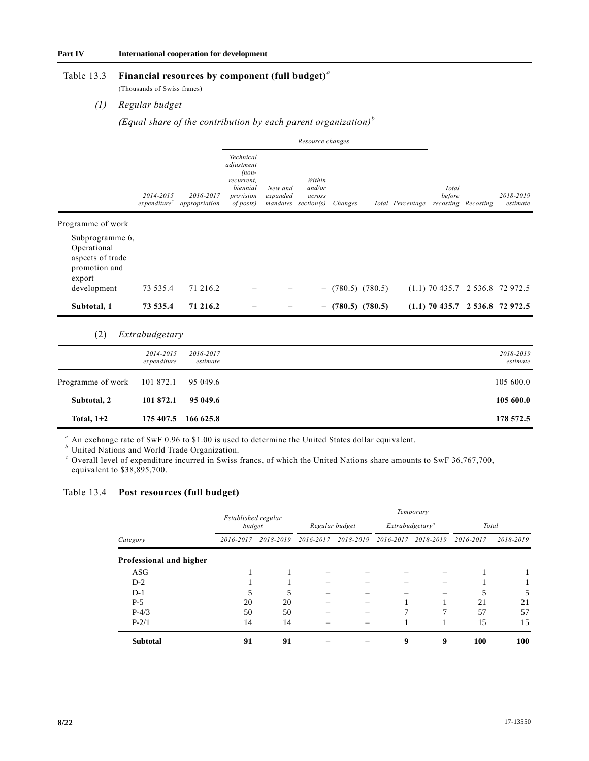Part IV International cooperation for development

## Table 13.3 Financial resources by component (full budget)[a]

(Thousands of Swiss francs)

### (1) Regular budget

*(Equal share of the contribution by each parent organization)*[b]

| | 2014-2015 expenditure[c] | 2016-2017 appropriation | Resource changes | | | | | | Total before recosting | Recosting | 2018-2019 estimate |
|---|---|---|---|---|---|---|---|---|---|---|---|
| | | | Technical adjustment (non-recurrent, biennial provision of posts) | New and expanded mandates | Within and/or across section(s) | Changes | Total | Percentage | | | |
| Programme of work | | | | | | | | | | | |
| Subprogramme 6, Operational aspects of trade promotion and export development | 73 535.4 | 71 216.2 | – | – | – | (780.5) | (780.5) | (1.1) | 70 435.7 | 2 536.8 | 72 972.5 |
| **Subtotal, 1** | **73 535.4** | **71 216.2** | **–** | **–** | **–** | **(780.5)** | **(780.5)** | **(1.1)** | **70 435.7** | **2 536.8** | **72 972.5** |

### (2) Extrabudgetary

| | 2014-2015 expenditure | 2016-2017 estimate | 2018-2019 estimate |
|---|---|---|---|
| Programme of work | 101 872.1 | 95 049.6 | 105 600.0 |
| **Subtotal, 2** | **101 872.1** | **95 049.6** | **105 600.0** |
| **Total, 1+2** | **175 407.5** | **166 625.8** | **178 572.5** |

[a] An exchange rate of SwF 0.96 to $1.00 is used to determine the United States dollar equivalent.

[b] United Nations and World Trade Organization.

[c] Overall level of expenditure incurred in Swiss francs, of which the United Nations share amounts to SwF 36,767,700, equivalent to $38,895,700.

## Table 13.4 Post resources (full budget)

| Category | Established regular budget | | Temporary | | | | | |
|---|---|---|---|---|---|---|---|---|
| | | | Regular budget | | Extrabudgetary[a] | | Total | |
| | 2016-2017 | 2018-2019 | 2016-2017 | 2018-2019 | 2016-2017 | 2018-2019 | 2016-2017 | 2018-2019 |
| **Professional and higher** | | | | | | | | |
| ASG | 1 | 1 | – | – | – | – | 1 | 1 |
| D-2 | 1 | 1 | – | – | – | – | 1 | 1 |
| D-1 | 5 | 5 | – | – | – | – | 5 | 5 |
| P-5 | 20 | 20 | – | – | 1 | 1 | 21 | 21 |
| P-4/3 | 50 | 50 | – | – | 7 | 7 | 57 | 57 |
| P-2/1 | 14 | 14 | – | – | 1 | 1 | 15 | 15 |
| **Subtotal** | **91** | **91** | **–** | **–** | **9** | **9** | **100** | **100** |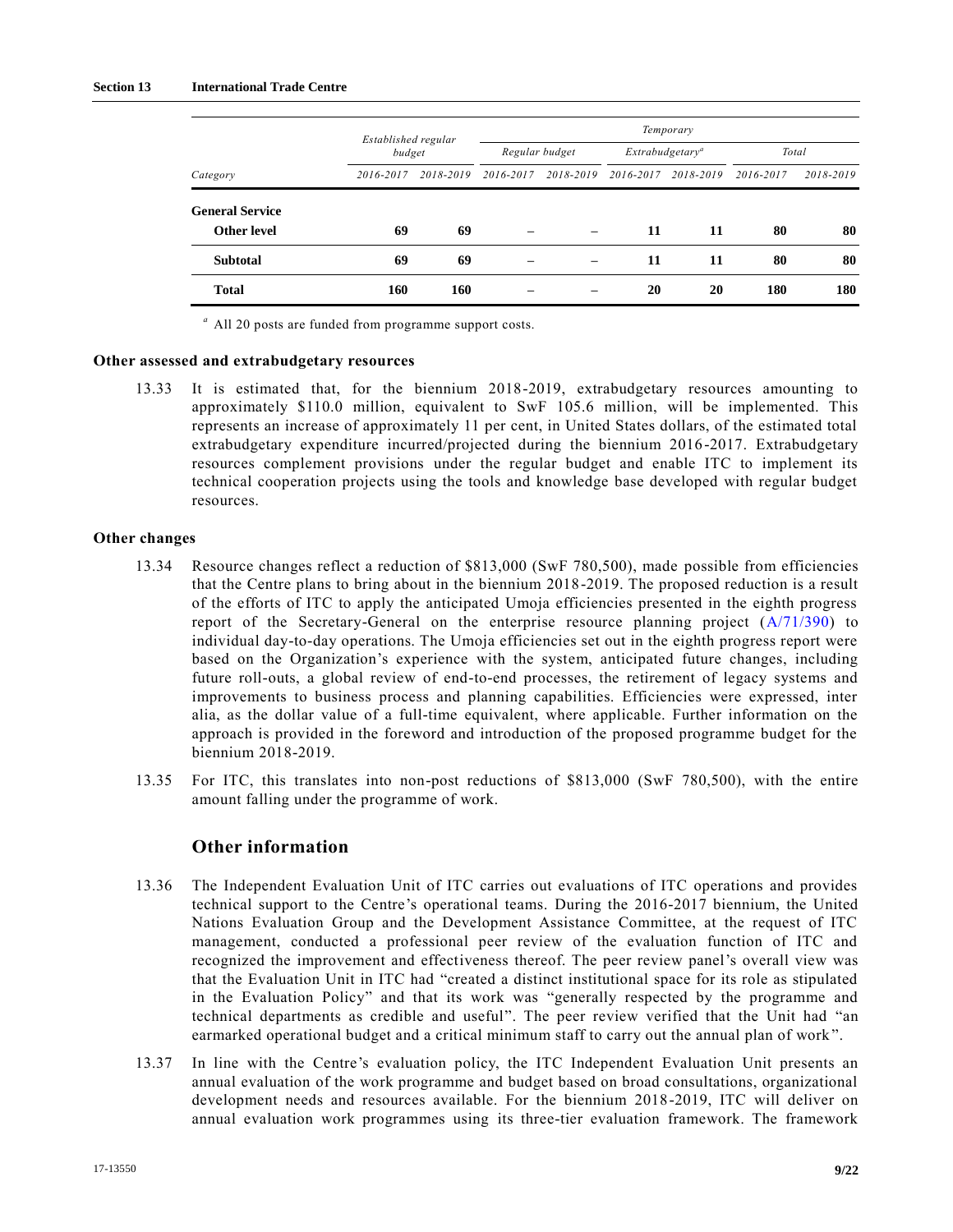| Category | Established regular budget | | Temporary | | | | | |
|---|---|---|---|---|---|---|---|---|
| | | | Regular budget | | Extrabudgetary[a] | | Total | |
| | 2016-2017 | 2018-2019 | 2016-2017 | 2018-2019 | 2016-2017 | 2018-2019 | 2016-2017 | 2018-2019 |
| **General Service** | | | | | | | | |
| **Other level** | **69** | **69** | – | – | **11** | **11** | **80** | **80** |
| **Subtotal** | **69** | **69** | – | – | **11** | **11** | **80** | **80** |
| **Total** | **160** | **160** | – | – | **20** | **20** | **180** | **180** |

[a] All 20 posts are funded from programme support costs.

### Other assessed and extrabudgetary resources

13.33 It is estimated that, for the biennium 2018-2019, extrabudgetary resources amounting to approximately $110.0 million, equivalent to SwF 105.6 million, will be implemented. This represents an increase of approximately 11 per cent, in United States dollars, of the estimated total extrabudgetary expenditure incurred/projected during the biennium 2016-2017. Extrabudgetary resources complement provisions under the regular budget and enable ITC to implement its technical cooperation projects using the tools and knowledge base developed with regular budget resources.

### Other changes

13.34 Resource changes reflect a reduction of $813,000 (SwF 780,500), made possible from efficiencies that the Centre plans to bring about in the biennium 2018-2019. The proposed reduction is a result of the efforts of ITC to apply the anticipated Umoja efficiencies presented in the eighth progress report of the Secretary-General on the enterprise resource planning project (A/71/390) to individual day-to-day operations. The Umoja efficiencies set out in the eighth progress report were based on the Organization's experience with the system, anticipated future changes, including future roll-outs, a global review of end-to-end processes, the retirement of legacy systems and improvements to business process and planning capabilities. Efficiencies were expressed, inter alia, as the dollar value of a full-time equivalent, where applicable. Further information on the approach is provided in the foreword and introduction of the proposed programme budget for the biennium 2018-2019.

13.35 For ITC, this translates into non-post reductions of $813,000 (SwF 780,500), with the entire amount falling under the programme of work.

## Other information

13.36 The Independent Evaluation Unit of ITC carries out evaluations of ITC operations and provides technical support to the Centre's operational teams. During the 2016-2017 biennium, the United Nations Evaluation Group and the Development Assistance Committee, at the request of ITC management, conducted a professional peer review of the evaluation function of ITC and recognized the improvement and effectiveness thereof. The peer review panel's overall view was that the Evaluation Unit in ITC had "created a distinct institutional space for its role as stipulated in the Evaluation Policy" and that its work was "generally respected by the programme and technical departments as credible and useful". The peer review verified that the Unit had "an earmarked operational budget and a critical minimum staff to carry out the annual plan of work".

13.37 In line with the Centre's evaluation policy, the ITC Independent Evaluation Unit presents an annual evaluation of the work programme and budget based on broad consultations, organizational development needs and resources available. For the biennium 2018-2019, ITC will deliver on annual evaluation work programmes using its three-tier evaluation framework. The framework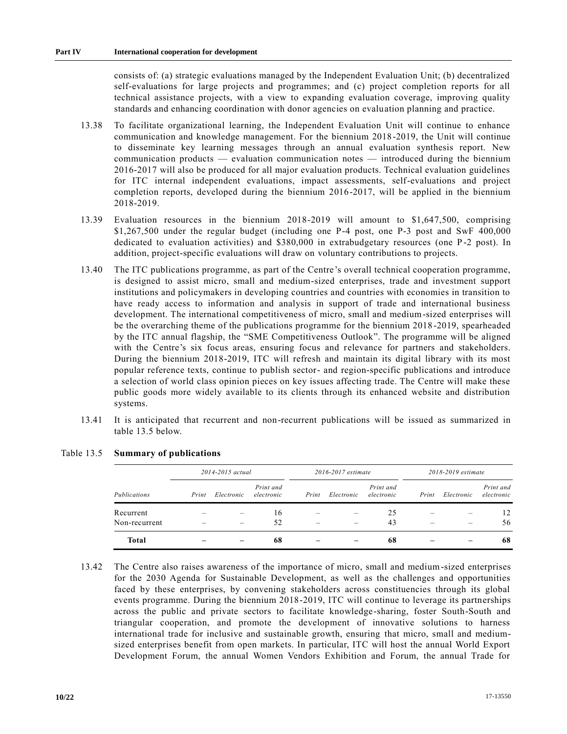consists of: (a) strategic evaluations managed by the Independent Evaluation Unit; (b) decentralized self-evaluations for large projects and programmes; and (c) project completion reports for all technical assistance projects, with a view to expanding evaluation coverage, improving quality standards and enhancing coordination with donor agencies on evaluation planning and practice.

13.38 To facilitate organizational learning, the Independent Evaluation Unit will continue to enhance communication and knowledge management. For the biennium 2018-2019, the Unit will continue to disseminate key learning messages through an annual evaluation synthesis report. New communication products — evaluation communication notes — introduced during the biennium 2016-2017 will also be produced for all major evaluation products. Technical evaluation guidelines for ITC internal independent evaluations, impact assessments, self-evaluations and project completion reports, developed during the biennium 2016-2017, will be applied in the biennium 2018-2019.

13.39 Evaluation resources in the biennium 2018-2019 will amount to $1,647,500, comprising $1,267,500 under the regular budget (including one P-4 post, one P-3 post and SwF 400,000 dedicated to evaluation activities) and $380,000 in extrabudgetary resources (one P-2 post). In addition, project-specific evaluations will draw on voluntary contributions to projects.

13.40 The ITC publications programme, as part of the Centre's overall technical cooperation programme, is designed to assist micro, small and medium-sized enterprises, trade and investment support institutions and policymakers in developing countries and countries with economies in transition to have ready access to information and analysis in support of trade and international business development. The international competitiveness of micro, small and medium-sized enterprises will be the overarching theme of the publications programme for the biennium 2018-2019, spearheaded by the ITC annual flagship, the "SME Competitiveness Outlook". The programme will be aligned with the Centre's six focus areas, ensuring focus and relevance for partners and stakeholders. During the biennium 2018-2019, ITC will refresh and maintain its digital library with its most popular reference texts, continue to publish sector- and region-specific publications and introduce a selection of world class opinion pieces on key issues affecting trade. The Centre will make these public goods more widely available to its clients through its enhanced website and distribution systems.

13.41 It is anticipated that recurrent and non-recurrent publications will be issued as summarized in table 13.5 below.

Table 13.5 **Summary of publications**

| | *2014-2015 actual* | | | *2016-2017 estimate* | | | *2018-2019 estimate* | | |
|---|---|---|---|---|---|---|---|---|---|
| *Publications* | *Print* | *Electronic* | *Print and electronic* | *Print* | *Electronic* | *Print and electronic* | *Print* | *Electronic* | *Print and electronic* |
| Recurrent | – | – | 16 | – | – | 25 | – | – | 12 |
| Non-recurrent | – | – | 52 | – | – | 43 | – | – | 56 |
| **Total** | **–** | **–** | **68** | **–** | **–** | **68** | **–** | **–** | **68** |

13.42 The Centre also raises awareness of the importance of micro, small and medium-sized enterprises for the 2030 Agenda for Sustainable Development, as well as the challenges and opportunities faced by these enterprises, by convening stakeholders across constituencies through its global events programme. During the biennium 2018-2019, ITC will continue to leverage its partnerships across the public and private sectors to facilitate knowledge-sharing, foster South-South and triangular cooperation, and promote the development of innovative solutions to harness international trade for inclusive and sustainable growth, ensuring that micro, small and medium-sized enterprises benefit from open markets. In particular, ITC will host the annual World Export Development Forum, the annual Women Vendors Exhibition and Forum, the annual Trade for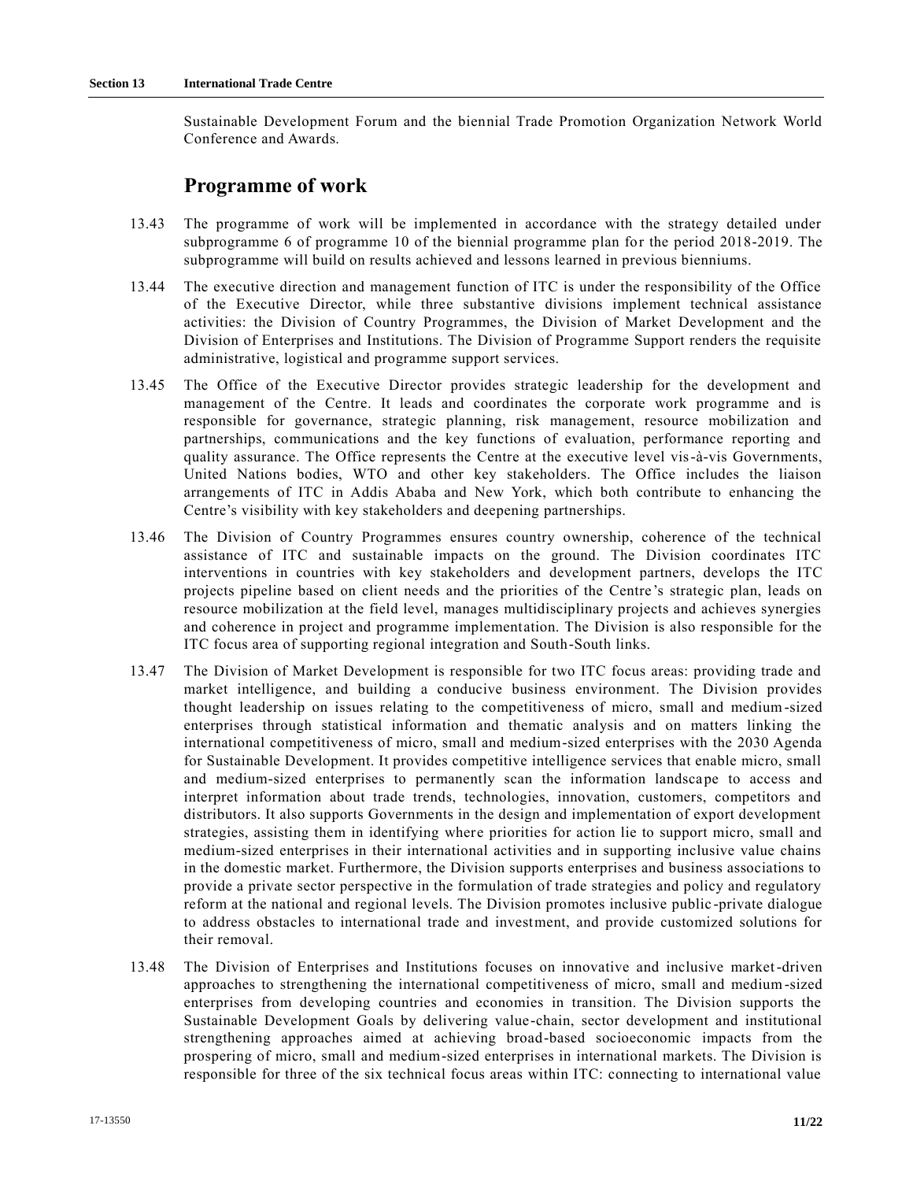Sustainable Development Forum and the biennial Trade Promotion Organization Network World Conference and Awards.

## Programme of work

13.43 The programme of work will be implemented in accordance with the strategy detailed under subprogramme 6 of programme 10 of the biennial programme plan for the period 2018-2019. The subprogramme will build on results achieved and lessons learned in previous bienniums.

13.44 The executive direction and management function of ITC is under the responsibility of the Office of the Executive Director, while three substantive divisions implement technical assistance activities: the Division of Country Programmes, the Division of Market Development and the Division of Enterprises and Institutions. The Division of Programme Support renders the requisite administrative, logistical and programme support services.

13.45 The Office of the Executive Director provides strategic leadership for the development and management of the Centre. It leads and coordinates the corporate work programme and is responsible for governance, strategic planning, risk management, resource mobilization and partnerships, communications and the key functions of evaluation, performance reporting and quality assurance. The Office represents the Centre at the executive level vis-à-vis Governments, United Nations bodies, WTO and other key stakeholders. The Office includes the liaison arrangements of ITC in Addis Ababa and New York, which both contribute to enhancing the Centre's visibility with key stakeholders and deepening partnerships.

13.46 The Division of Country Programmes ensures country ownership, coherence of the technical assistance of ITC and sustainable impacts on the ground. The Division coordinates ITC interventions in countries with key stakeholders and development partners, develops the ITC projects pipeline based on client needs and the priorities of the Centre's strategic plan, leads on resource mobilization at the field level, manages multidisciplinary projects and achieves synergies and coherence in project and programme implementation. The Division is also responsible for the ITC focus area of supporting regional integration and South-South links.

13.47 The Division of Market Development is responsible for two ITC focus areas: providing trade and market intelligence, and building a conducive business environment. The Division provides thought leadership on issues relating to the competitiveness of micro, small and medium-sized enterprises through statistical information and thematic analysis and on matters linking the international competitiveness of micro, small and medium-sized enterprises with the 2030 Agenda for Sustainable Development. It provides competitive intelligence services that enable micro, small and medium-sized enterprises to permanently scan the information landscape to access and interpret information about trade trends, technologies, innovation, customers, competitors and distributors. It also supports Governments in the design and implementation of export development strategies, assisting them in identifying where priorities for action lie to support micro, small and medium-sized enterprises in their international activities and in supporting inclusive value chains in the domestic market. Furthermore, the Division supports enterprises and business associations to provide a private sector perspective in the formulation of trade strategies and policy and regulatory reform at the national and regional levels. The Division promotes inclusive public-private dialogue to address obstacles to international trade and investment, and provide customized solutions for their removal.

13.48 The Division of Enterprises and Institutions focuses on innovative and inclusive market-driven approaches to strengthening the international competitiveness of micro, small and medium-sized enterprises from developing countries and economies in transition. The Division supports the Sustainable Development Goals by delivering value-chain, sector development and institutional strengthening approaches aimed at achieving broad-based socioeconomic impacts from the prospering of micro, small and medium-sized enterprises in international markets. The Division is responsible for three of the six technical focus areas within ITC: connecting to international value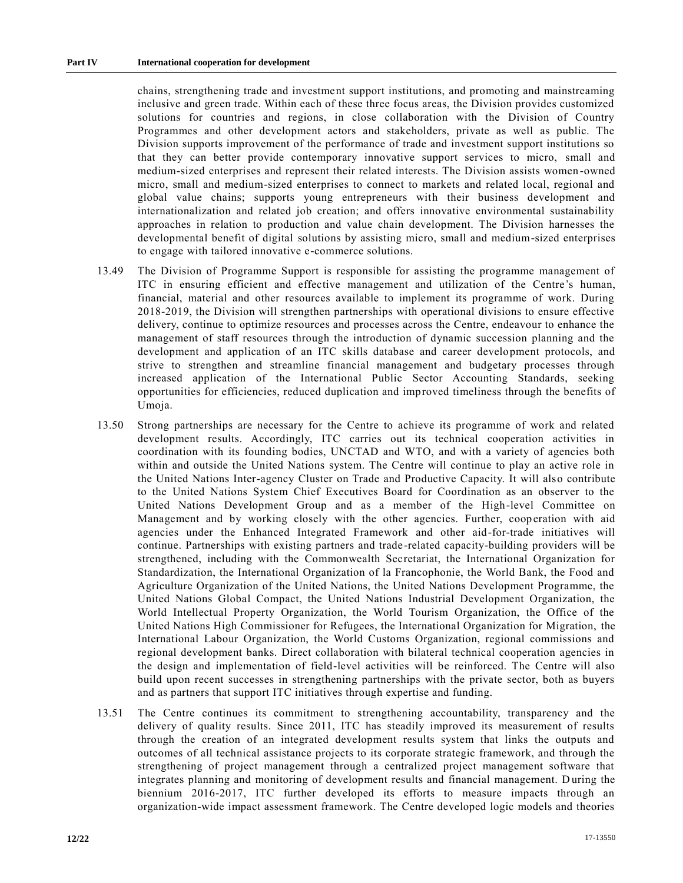chains, strengthening trade and investment support institutions, and promoting and mainstreaming inclusive and green trade. Within each of these three focus areas, the Division provides customized solutions for countries and regions, in close collaboration with the Division of Country Programmes and other development actors and stakeholders, private as well as public. The Division supports improvement of the performance of trade and investment support institutions so that they can better provide contemporary innovative support services to micro, small and medium-sized enterprises and represent their related interests. The Division assists women-owned micro, small and medium-sized enterprises to connect to markets and related local, regional and global value chains; supports young entrepreneurs with their business development and internationalization and related job creation; and offers innovative environmental sustainability approaches in relation to production and value chain development. The Division harnesses the developmental benefit of digital solutions by assisting micro, small and medium-sized enterprises to engage with tailored innovative e-commerce solutions.

13.49 The Division of Programme Support is responsible for assisting the programme management of ITC in ensuring efficient and effective management and utilization of the Centre's human, financial, material and other resources available to implement its programme of work. During 2018-2019, the Division will strengthen partnerships with operational divisions to ensure effective delivery, continue to optimize resources and processes across the Centre, endeavour to enhance the management of staff resources through the introduction of dynamic succession planning and the development and application of an ITC skills database and career development protocols, and strive to strengthen and streamline financial management and budgetary processes through increased application of the International Public Sector Accounting Standards, seeking opportunities for efficiencies, reduced duplication and improved timeliness through the benefits of Umoja.

13.50 Strong partnerships are necessary for the Centre to achieve its programme of work and related development results. Accordingly, ITC carries out its technical cooperation activities in coordination with its founding bodies, UNCTAD and WTO, and with a variety of agencies both within and outside the United Nations system. The Centre will continue to play an active role in the United Nations Inter-agency Cluster on Trade and Productive Capacity. It will also contribute to the United Nations System Chief Executives Board for Coordination as an observer to the United Nations Development Group and as a member of the High-level Committee on Management and by working closely with the other agencies. Further, cooperation with aid agencies under the Enhanced Integrated Framework and other aid-for-trade initiatives will continue. Partnerships with existing partners and trade-related capacity-building providers will be strengthened, including with the Commonwealth Secretariat, the International Organization for Standardization, the International Organization of la Francophonie, the World Bank, the Food and Agriculture Organization of the United Nations, the United Nations Development Programme, the United Nations Global Compact, the United Nations Industrial Development Organization, the World Intellectual Property Organization, the World Tourism Organization, the Office of the United Nations High Commissioner for Refugees, the International Organization for Migration, the International Labour Organization, the World Customs Organization, regional commissions and regional development banks. Direct collaboration with bilateral technical cooperation agencies in the design and implementation of field-level activities will be reinforced. The Centre will also build upon recent successes in strengthening partnerships with the private sector, both as buyers and as partners that support ITC initiatives through expertise and funding.

13.51 The Centre continues its commitment to strengthening accountability, transparency and the delivery of quality results. Since 2011, ITC has steadily improved its measurement of results through the creation of an integrated development results system that links the outputs and outcomes of all technical assistance projects to its corporate strategic framework, and through the strengthening of project management through a centralized project management software that integrates planning and monitoring of development results and financial management. During the biennium 2016-2017, ITC further developed its efforts to measure impacts through an organization-wide impact assessment framework. The Centre developed logic models and theories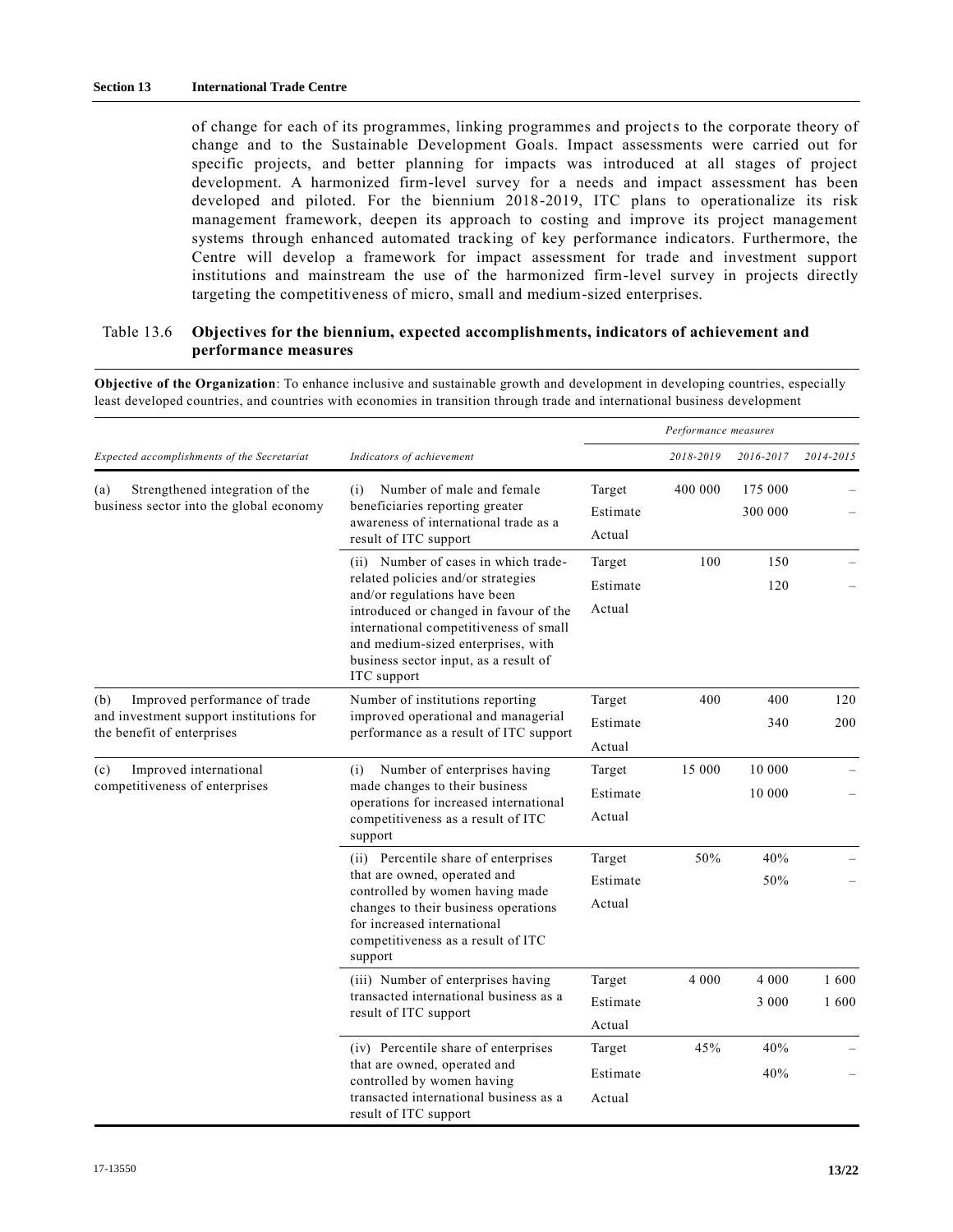of change for each of its programmes, linking programmes and projects to the corporate theory of change and to the Sustainable Development Goals. Impact assessments were carried out for specific projects, and better planning for impacts was introduced at all stages of project development. A harmonized firm-level survey for a needs and impact assessment has been developed and piloted. For the biennium 2018-2019, ITC plans to operationalize its risk management framework, deepen its approach to costing and improve its project management systems through enhanced automated tracking of key performance indicators. Furthermore, the Centre will develop a framework for impact assessment for trade and investment support institutions and mainstream the use of the harmonized firm-level survey in projects directly targeting the competitiveness of micro, small and medium-sized enterprises.

Table 13.6 **Objectives for the biennium, expected accomplishments, indicators of achievement and performance measures**

**Objective of the Organization**: To enhance inclusive and sustainable growth and development in developing countries, especially least developed countries, and countries with economies in transition through trade and international business development

| *Expected accomplishments of the Secretariat* | *Indicators of achievement* | *Performance measures* | | | |
|---|---|---|---|---|---|
| | | | *2018-2019* | *2016-2017* | *2014-2015* |
| (a) Strengthened integration of the business sector into the global economy | (i) Number of male and female beneficiaries reporting greater awareness of international trade as a result of ITC support | Target | 400 000 | 175 000 | – |
| | | Estimate | | 300 000 | – |
| | | Actual | | | |
| | (ii) Number of cases in which trade-related policies and/or strategies and/or regulations have been introduced or changed in favour of the international competitiveness of small and medium-sized enterprises, with business sector input, as a result of ITC support | Target | 100 | 150 | – |
| | | Estimate | | 120 | – |
| | | Actual | | | |
| (b) Improved performance of trade and investment support institutions for the benefit of enterprises | Number of institutions reporting improved operational and managerial performance as a result of ITC support | Target | 400 | 400 | 120 |
| | | Estimate | | 340 | 200 |
| | | Actual | | | |
| (c) Improved international competitiveness of enterprises | (i) Number of enterprises having made changes to their business operations for increased international competitiveness as a result of ITC support | Target | 15 000 | 10 000 | – |
| | | Estimate | | 10 000 | – |
| | | Actual | | | |
| | (ii) Percentile share of enterprises that are owned, operated and controlled by women having made changes to their business operations for increased international competitiveness as a result of ITC support | Target | 50% | 40% | – |
| | | Estimate | | 50% | – |
| | | Actual | | | |
| | (iii) Number of enterprises having transacted international business as a result of ITC support | Target | 4 000 | 4 000 | 1 600 |
| | | Estimate | | 3 000 | 1 600 |
| | | Actual | | | |
| | (iv) Percentile share of enterprises that are owned, operated and controlled by women having transacted international business as a result of ITC support | Target | 45% | 40% | – |
| | | Estimate | | 40% | – |
| | | Actual | | | |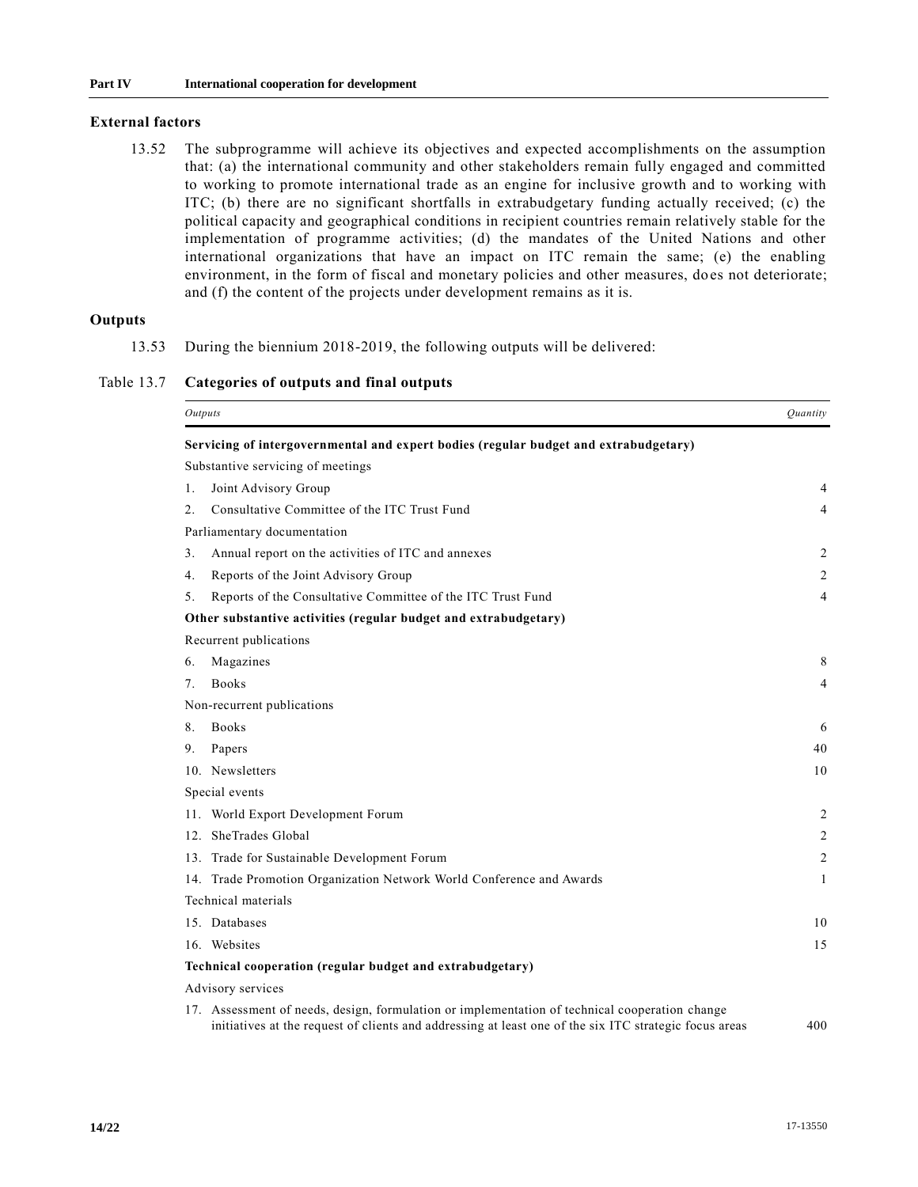### External factors

13.52 The subprogramme will achieve its objectives and expected accomplishments on the assumption that: (a) the international community and other stakeholders remain fully engaged and committed to working to promote international trade as an engine for inclusive growth and to working with ITC; (b) there are no significant shortfalls in extrabudgetary funding actually received; (c) the political capacity and geographical conditions in recipient countries remain relatively stable for the implementation of programme activities; (d) the mandates of the United Nations and other international organizations that have an impact on ITC remain the same; (e) the enabling environment, in the form of fiscal and monetary policies and other measures, does not deteriorate; and (f) the content of the projects under development remains as it is.

### Outputs

13.53 During the biennium 2018-2019, the following outputs will be delivered:

Table 13.7 **Categories of outputs and final outputs**

| *Outputs* | *Quantity* |
|---|---|
| **Servicing of intergovernmental and expert bodies (regular budget and extrabudgetary)** | |
| Substantive servicing of meetings | |
| 1. Joint Advisory Group | 4 |
| 2. Consultative Committee of the ITC Trust Fund | 4 |
| Parliamentary documentation | |
| 3. Annual report on the activities of ITC and annexes | 2 |
| 4. Reports of the Joint Advisory Group | 2 |
| 5. Reports of the Consultative Committee of the ITC Trust Fund | 4 |
| **Other substantive activities (regular budget and extrabudgetary)** | |
| Recurrent publications | |
| 6. Magazines | 8 |
| 7. Books | 4 |
| Non-recurrent publications | |
| 8. Books | 6 |
| 9. Papers | 40 |
| 10. Newsletters | 10 |
| Special events | |
| 11. World Export Development Forum | 2 |
| 12. SheTrades Global | 2 |
| 13. Trade for Sustainable Development Forum | 2 |
| 14. Trade Promotion Organization Network World Conference and Awards | 1 |
| Technical materials | |
| 15. Databases | 10 |
| 16. Websites | 15 |
| **Technical cooperation (regular budget and extrabudgetary)** | |
| Advisory services | |
| 17. Assessment of needs, design, formulation or implementation of technical cooperation change initiatives at the request of clients and addressing at least one of the six ITC strategic focus areas | 400 |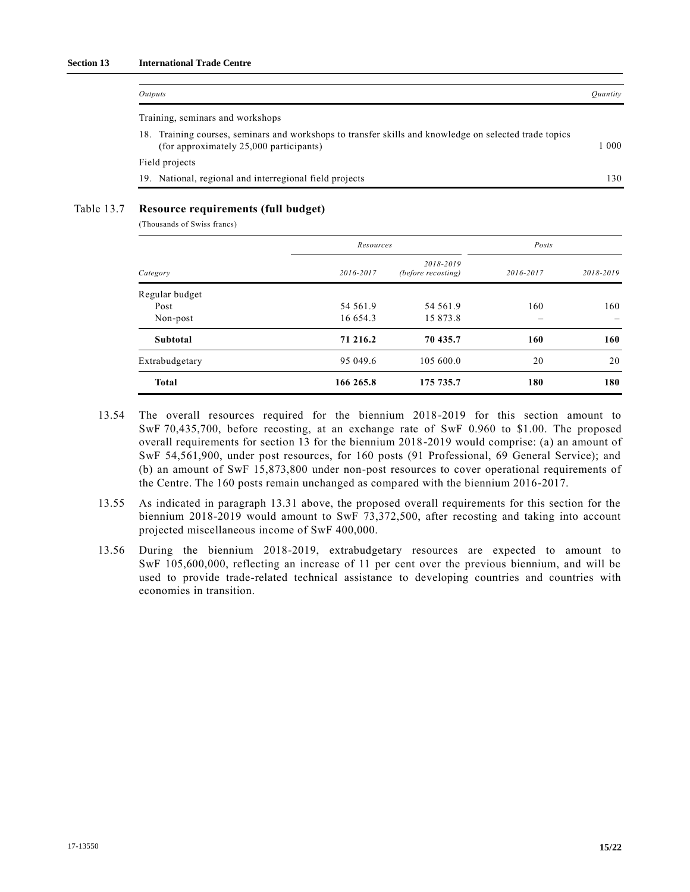| *Outputs* | *Quantity* |
|---|---|
| Training, seminars and workshops | |
| 18. Training courses, seminars and workshops to transfer skills and knowledge on selected trade topics (for approximately 25,000 participants) | 1 000 |
| Field projects | |
| 19. National, regional and interregional field projects | 130 |

Table 13.7 **Resource requirements (full budget)**

(Thousands of Swiss francs)

| | *Resources* | | *Posts* | |
|---|---|---|---|---|
| *Category* | *2016-2017* | *2018-2019 (before recosting)* | *2016-2017* | *2018-2019* |
| Regular budget | | | | |
| Post | 54 561.9 | 54 561.9 | 160 | 160 |
| Non-post | 16 654.3 | 15 873.8 | – | – |
| **Subtotal** | **71 216.2** | **70 435.7** | **160** | **160** |
| Extrabudgetary | 95 049.6 | 105 600.0 | 20 | 20 |
| **Total** | **166 265.8** | **175 735.7** | **180** | **180** |

13.54 The overall resources required for the biennium 2018-2019 for this section amount to SwF 70,435,700, before recosting, at an exchange rate of SwF 0.960 to $1.00. The proposed overall requirements for section 13 for the biennium 2018-2019 would comprise: (a) an amount of SwF 54,561,900, under post resources, for 160 posts (91 Professional, 69 General Service); and (b) an amount of SwF 15,873,800 under non-post resources to cover operational requirements of the Centre. The 160 posts remain unchanged as compared with the biennium 2016-2017.

13.55 As indicated in paragraph 13.31 above, the proposed overall requirements for this section for the biennium 2018-2019 would amount to SwF 73,372,500, after recosting and taking into account projected miscellaneous income of SwF 400,000.

13.56 During the biennium 2018-2019, extrabudgetary resources are expected to amount to SwF 105,600,000, reflecting an increase of 11 per cent over the previous biennium, and will be used to provide trade-related technical assistance to developing countries and countries with economies in transition.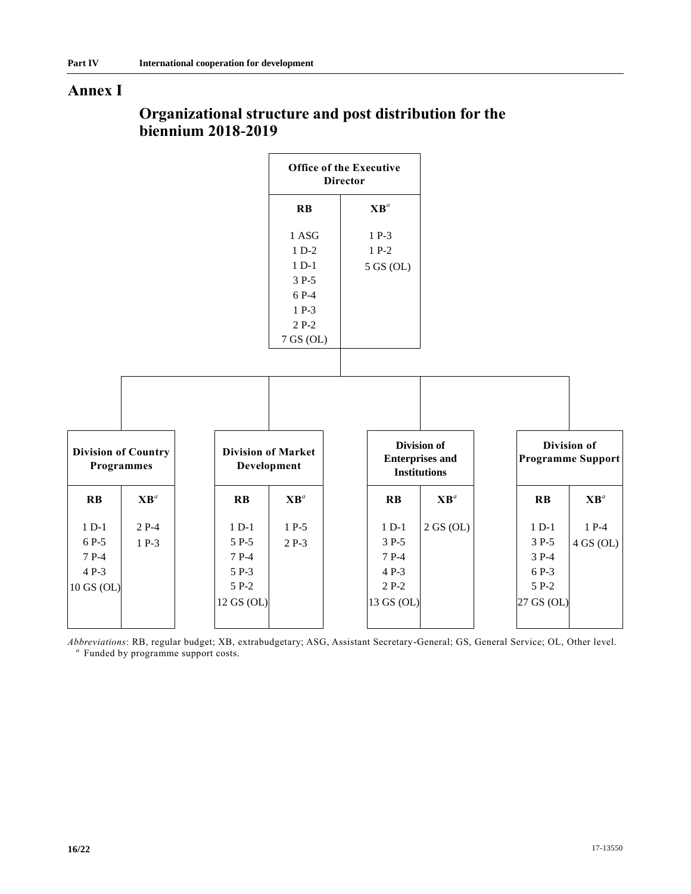# Annex I

## Organizational structure and post distribution for the biennium 2018-2019

**Office of the Executive Director**

| RB | XB[a] |
| --- | --- |
| 1 ASG | 1 P-3 |
| 1 D-2 | 1 P-2 |
| 1 D-1 | 5 GS (OL) |
| 3 P-5 | |
| 6 P-4 | |
| 1 P-3 | |
| 2 P-2 | |
| 7 GS (OL) | |

**Division of Country Programmes**

| RB | XB[a] |
| --- | --- |
| 1 D-1 | 2 P-4 |
| 6 P-5 | 1 P-3 |
| 7 P-4 | |
| 4 P-3 | |
| 10 GS (OL) | |

**Division of Market Development**

| RB | XB[a] |
| --- | --- |
| 1 D-1 | 1 P-5 |
| 5 P-5 | 2 P-3 |
| 7 P-4 | |
| 5 P-3 | |
| 5 P-2 | |
| 12 GS (OL) | |

**Division of Enterprises and Institutions**

| RB | XB[a] |
| --- | --- |
| 1 D-1 | 2 GS (OL) |
| 3 P-5 | |
| 7 P-4 | |
| 4 P-3 | |
| 2 P-2 | |
| 13 GS (OL) | |

**Division of Programme Support**

| RB | XB[a] |
| --- | --- |
| 1 D-1 | 1 P-4 |
| 3 P-5 | 4 GS (OL) |
| 3 P-4 | |
| 6 P-3 | |
| 5 P-2 | |
| 27 GS (OL) | |

*Abbreviations*: RB, regular budget; XB, extrabudgetary; ASG, Assistant Secretary-General; GS, General Service; OL, Other level.

[a] Funded by programme support costs.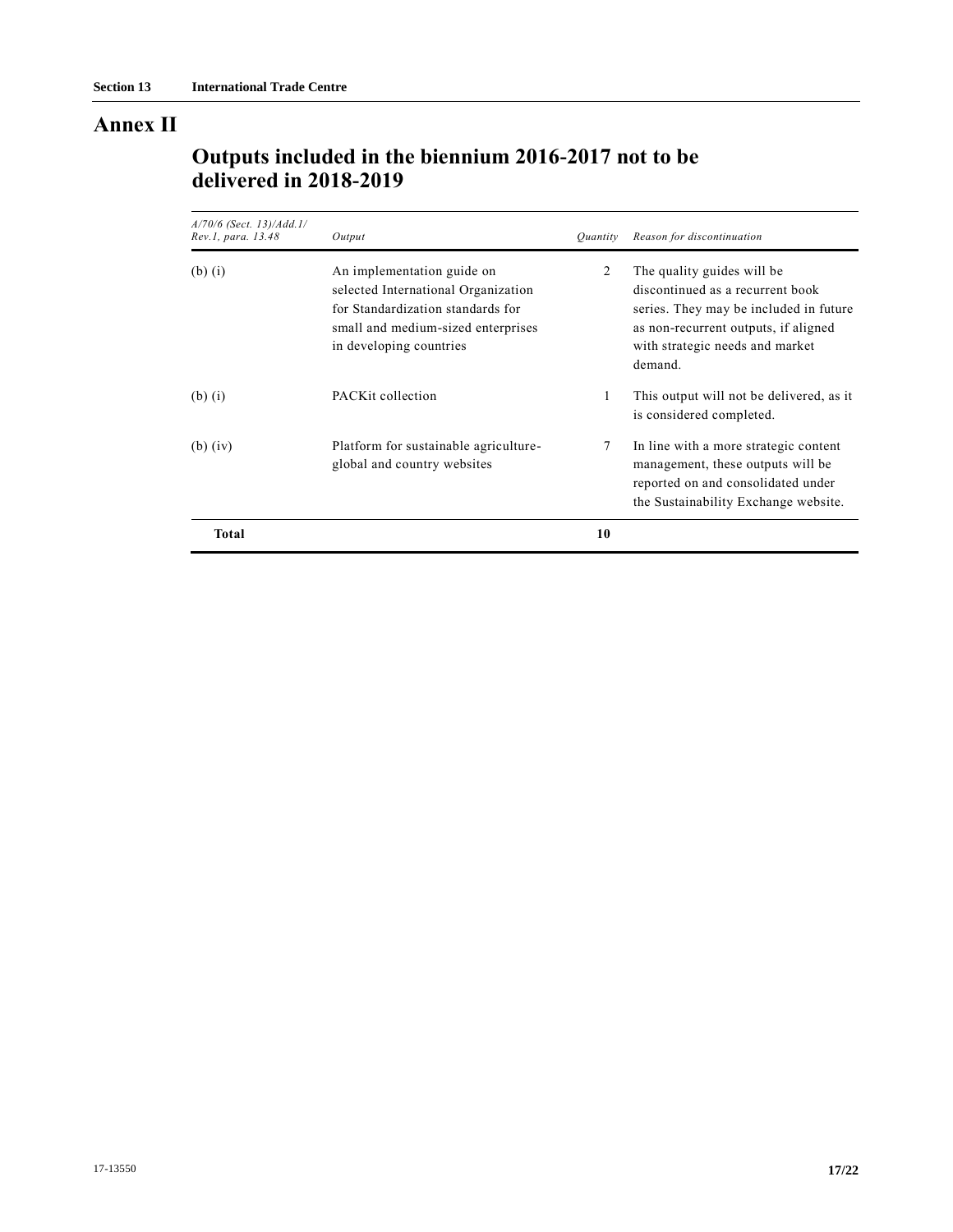# Annex II

## Outputs included in the biennium 2016-2017 not to be delivered in 2018-2019

| *A/70/6 (Sect. 13)/Add.1/ Rev.1, para. 13.48* | *Output* | *Quantity* | *Reason for discontinuation* |
|---|---|---|---|
| (b) (i) | An implementation guide on selected International Organization for Standardization standards for small and medium-sized enterprises in developing countries | 2 | The quality guides will be discontinued as a recurrent book series. They may be included in future as non-recurrent outputs, if aligned with strategic needs and market demand. |
| (b) (i) | PACKit collection | 1 | This output will not be delivered, as it is considered completed. |
| (b) (iv) | Platform for sustainable agriculture-global and country websites | 7 | In line with a more strategic content management, these outputs will be reported on and consolidated under the Sustainability Exchange website. |
| **Total** | | **10** | |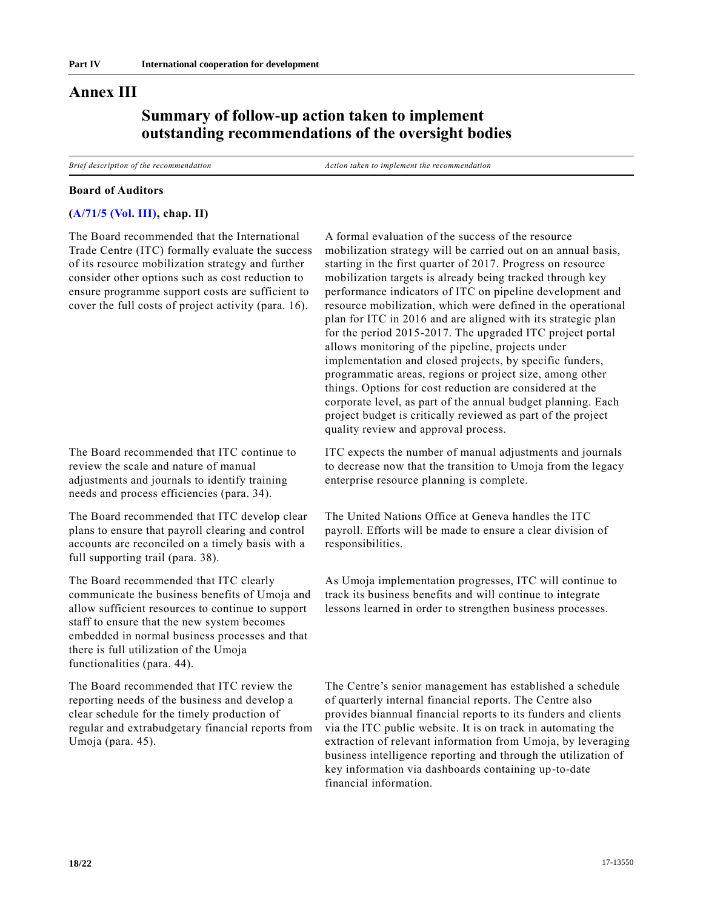## Annex III

### Summary of follow-up action taken to implement outstanding recommendations of the oversight bodies

| *Brief description of the recommendation* | *Action taken to implement the recommendation* |
|---|---|
| **Board of Auditors** | |
| **(A/71/5 (Vol. III), chap. II)** | |
| The Board recommended that the International Trade Centre (ITC) formally evaluate the success of its resource mobilization strategy and further consider other options such as cost reduction to ensure programme support costs are sufficient to cover the full costs of project activity (para. 16). | A formal evaluation of the success of the resource mobilization strategy will be carried out on an annual basis, starting in the first quarter of 2017. Progress on resource mobilization targets is already being tracked through key performance indicators of ITC on pipeline development and resource mobilization, which were defined in the operational plan for ITC in 2016 and are aligned with its strategic plan for the period 2015-2017. The upgraded ITC project portal allows monitoring of the pipeline, projects under implementation and closed projects, by specific funders, programmatic areas, regions or project size, among other things. Options for cost reduction are considered at the corporate level, as part of the annual budget planning. Each project budget is critically reviewed as part of the project quality review and approval process. |
| The Board recommended that ITC continue to review the scale and nature of manual adjustments and journals to identify training needs and process efficiencies (para. 34). | ITC expects the number of manual adjustments and journals to decrease now that the transition to Umoja from the legacy enterprise resource planning is complete. |
| The Board recommended that ITC develop clear plans to ensure that payroll clearing and control accounts are reconciled on a timely basis with a full supporting trail (para. 38). | The United Nations Office at Geneva handles the ITC payroll. Efforts will be made to ensure a clear division of responsibilities. |
| The Board recommended that ITC clearly communicate the business benefits of Umoja and allow sufficient resources to continue to support staff to ensure that the new system becomes embedded in normal business processes and that there is full utilization of the Umoja functionalities (para. 44). | As Umoja implementation progresses, ITC will continue to track its business benefits and will continue to integrate lessons learned in order to strengthen business processes. |
| The Board recommended that ITC review the reporting needs of the business and develop a clear schedule for the timely production of regular and extrabudgetary financial reports from Umoja (para. 45). | The Centre's senior management has established a schedule of quarterly internal financial reports. The Centre also provides biannual financial reports to its funders and clients via the ITC public website. It is on track in automating the extraction of relevant information from Umoja, by leveraging business intelligence reporting and through the utilization of key information via dashboards containing up-to-date financial information. |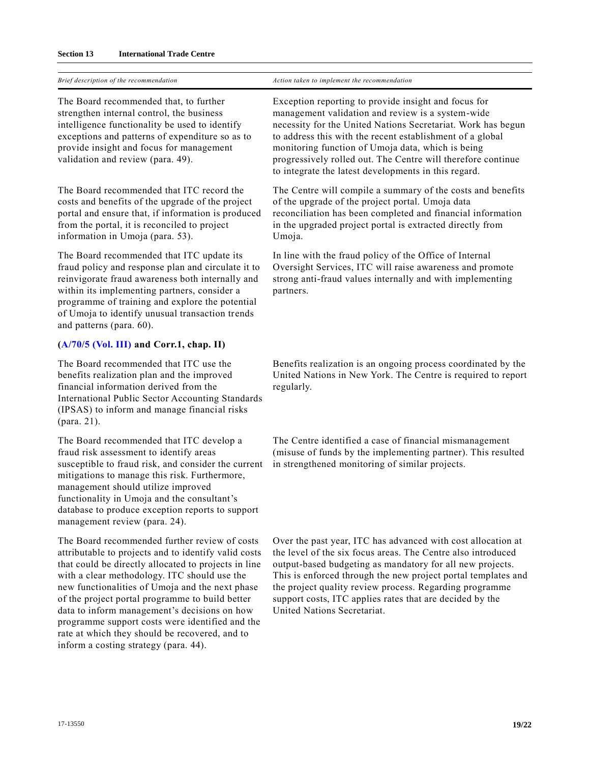| Brief description of the recommendation | Action taken to implement the recommendation |
|---|---|
| The Board recommended that, to further strengthen internal control, the business intelligence functionality be used to identify exceptions and patterns of expenditure so as to provide insight and focus for management validation and review (para. 49). | Exception reporting to provide insight and focus for management validation and review is a system-wide necessity for the United Nations Secretariat. Work has begun to address this with the recent establishment of a global monitoring function of Umoja data, which is being progressively rolled out. The Centre will therefore continue to integrate the latest developments in this regard. |
| The Board recommended that ITC record the costs and benefits of the upgrade of the project portal and ensure that, if information is produced from the portal, it is reconciled to project information in Umoja (para. 53). | The Centre will compile a summary of the costs and benefits of the upgrade of the project portal. Umoja data reconciliation has been completed and financial information in the upgraded project portal is extracted directly from Umoja. |
| The Board recommended that ITC update its fraud policy and response plan and circulate it to reinvigorate fraud awareness both internally and within its implementing partners, consider a programme of training and explore the potential of Umoja to identify unusual transaction trends and patterns (para. 60). | In line with the fraud policy of the Office of Internal Oversight Services, ITC will raise awareness and promote strong anti-fraud values internally and with implementing partners. |
| **(A/70/5 (Vol. III) and Corr.1, chap. II)** | |
| The Board recommended that ITC use the benefits realization plan and the improved financial information derived from the International Public Sector Accounting Standards (IPSAS) to inform and manage financial risks (para. 21). | Benefits realization is an ongoing process coordinated by the United Nations in New York. The Centre is required to report regularly. |
| The Board recommended that ITC develop a fraud risk assessment to identify areas susceptible to fraud risk, and consider the current mitigations to manage this risk. Furthermore, management should utilize improved functionality in Umoja and the consultant's database to produce exception reports to support management review (para. 24). | The Centre identified a case of financial mismanagement (misuse of funds by the implementing partner). This resulted in strengthened monitoring of similar projects. |
| The Board recommended further review of costs attributable to projects and to identify valid costs that could be directly allocated to projects in line with a clear methodology. ITC should use the new functionalities of Umoja and the next phase of the project portal programme to build better data to inform management's decisions on how programme support costs were identified and the rate at which they should be recovered, and to inform a costing strategy (para. 44). | Over the past year, ITC has advanced with cost allocation at the level of the six focus areas. The Centre also introduced output-based budgeting as mandatory for all new projects. This is enforced through the new project portal templates and the project quality review process. Regarding programme support costs, ITC applies rates that are decided by the United Nations Secretariat. |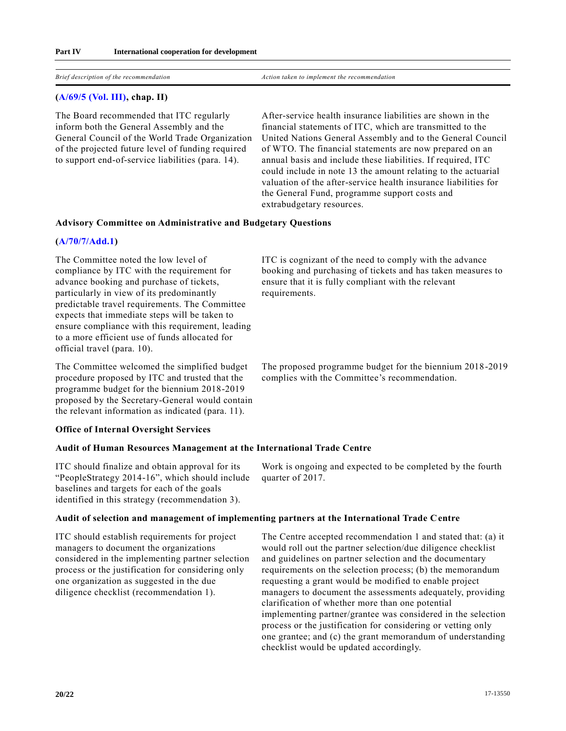| Brief description of the recommendation | Action taken to implement the recommendation |
|---|---|
| **(A/69/5 (Vol. III), chap. II)** | |
| The Board recommended that ITC regularly inform both the General Assembly and the General Council of the World Trade Organization of the projected future level of funding required to support end-of-service liabilities (para. 14). | After-service health insurance liabilities are shown in the financial statements of ITC, which are transmitted to the United Nations General Assembly and to the General Council of WTO. The financial statements are now prepared on an annual basis and include these liabilities. If required, ITC could include in note 13 the amount relating to the actuarial valuation of the after-service health insurance liabilities for the General Fund, programme support costs and extrabudgetary resources. |
| **Advisory Committee on Administrative and Budgetary Questions** | |
| **(A/70/7/Add.1)** | |
| The Committee noted the low level of compliance by ITC with the requirement for advance booking and purchase of tickets, particularly in view of its predominantly predictable travel requirements. The Committee expects that immediate steps will be taken to ensure compliance with this requirement, leading to a more efficient use of funds allocated for official travel (para. 10). | ITC is cognizant of the need to comply with the advance booking and purchasing of tickets and has taken measures to ensure that it is fully compliant with the relevant requirements. |
| The Committee welcomed the simplified budget procedure proposed by ITC and trusted that the programme budget for the biennium 2018-2019 proposed by the Secretary-General would contain the relevant information as indicated (para. 11). | The proposed programme budget for the biennium 2018-2019 complies with the Committee's recommendation. |
| **Office of Internal Oversight Services** | |
| **Audit of Human Resources Management at the International Trade Centre** | |
| ITC should finalize and obtain approval for its "PeopleStrategy 2014-16", which should include baselines and targets for each of the goals identified in this strategy (recommendation 3). | Work is ongoing and expected to be completed by the fourth quarter of 2017. |
| **Audit of selection and management of implementing partners at the International Trade Centre** | |
| ITC should establish requirements for project managers to document the organizations considered in the implementing partner selection process or the justification for considering only one organization as suggested in the due diligence checklist (recommendation 1). | The Centre accepted recommendation 1 and stated that: (a) it would roll out the partner selection/due diligence checklist and guidelines on partner selection and the documentary requirements on the selection process; (b) the memorandum requesting a grant would be modified to enable project managers to document the assessments adequately, providing clarification of whether more than one potential implementing partner/grantee was considered in the selection process or the justification for considering or vetting only one grantee; and (c) the grant memorandum of understanding checklist would be updated accordingly. |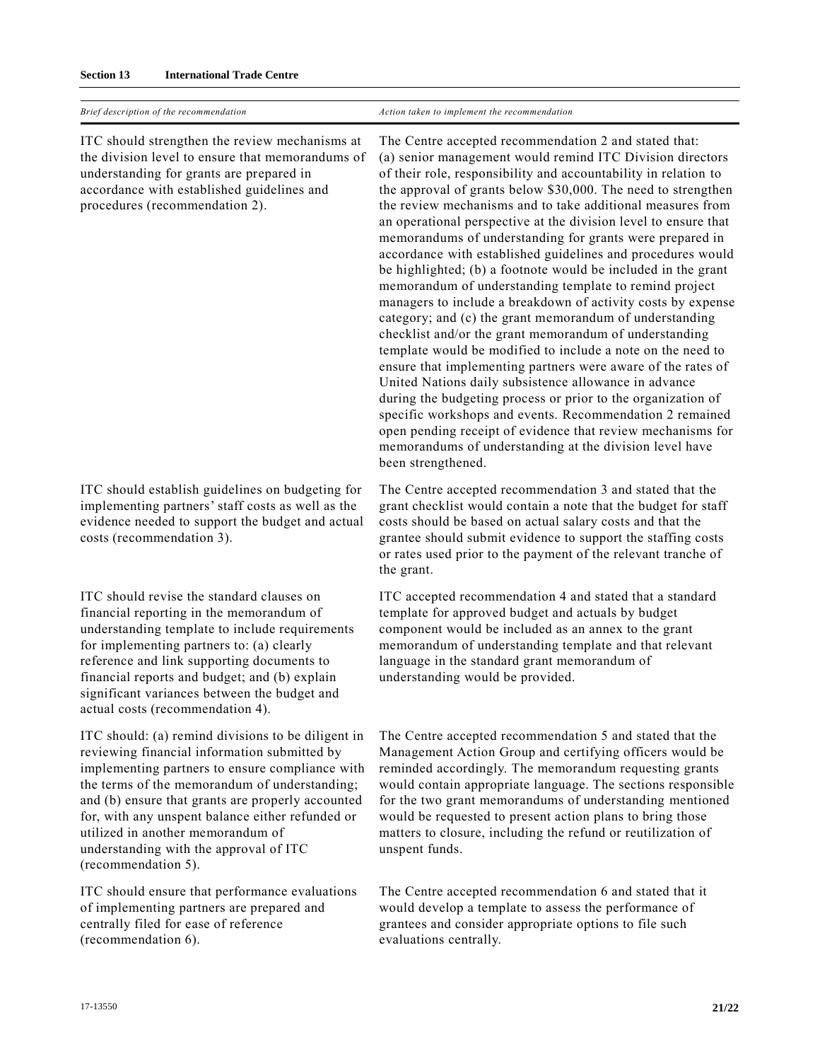| *Brief description of the recommendation* | *Action taken to implement the recommendation* |
|---|---|
| ITC should strengthen the review mechanisms at the division level to ensure that memorandums of understanding for grants are prepared in accordance with established guidelines and procedures (recommendation 2). | The Centre accepted recommendation 2 and stated that: (a) senior management would remind ITC Division directors of their role, responsibility and accountability in relation to the approval of grants below $30,000. The need to strengthen the review mechanisms and to take additional measures from an operational perspective at the division level to ensure that memorandums of understanding for grants were prepared in accordance with established guidelines and procedures would be highlighted; (b) a footnote would be included in the grant memorandum of understanding template to remind project managers to include a breakdown of activity costs by expense category; and (c) the grant memorandum of understanding checklist and/or the grant memorandum of understanding template would be modified to include a note on the need to ensure that implementing partners were aware of the rates of United Nations daily subsistence allowance in advance during the budgeting process or prior to the organization of specific workshops and events. Recommendation 2 remained open pending receipt of evidence that review mechanisms for memorandums of understanding at the division level have been strengthened. |
| ITC should establish guidelines on budgeting for implementing partners' staff costs as well as the evidence needed to support the budget and actual costs (recommendation 3). | The Centre accepted recommendation 3 and stated that the grant checklist would contain a note that the budget for staff costs should be based on actual salary costs and that the grantee should submit evidence to support the staffing costs or rates used prior to the payment of the relevant tranche of the grant. |
| ITC should revise the standard clauses on financial reporting in the memorandum of understanding template to include requirements for implementing partners to: (a) clearly reference and link supporting documents to financial reports and budget; and (b) explain significant variances between the budget and actual costs (recommendation 4). | ITC accepted recommendation 4 and stated that a standard template for approved budget and actuals by budget component would be included as an annex to the grant memorandum of understanding template and that relevant language in the standard grant memorandum of understanding would be provided. |
| ITC should: (a) remind divisions to be diligent in reviewing financial information submitted by implementing partners to ensure compliance with the terms of the memorandum of understanding; and (b) ensure that grants are properly accounted for, with any unspent balance either refunded or utilized in another memorandum of understanding with the approval of ITC (recommendation 5). | The Centre accepted recommendation 5 and stated that the Management Action Group and certifying officers would be reminded accordingly. The memorandum requesting grants would contain appropriate language. The sections responsible for the two grant memorandums of understanding mentioned would be requested to present action plans to bring those matters to closure, including the refund or reutilization of unspent funds. |
| ITC should ensure that performance evaluations of implementing partners are prepared and centrally filed for ease of reference (recommendation 6). | The Centre accepted recommendation 6 and stated that it would develop a template to assess the performance of grantees and consider appropriate options to file such evaluations centrally. |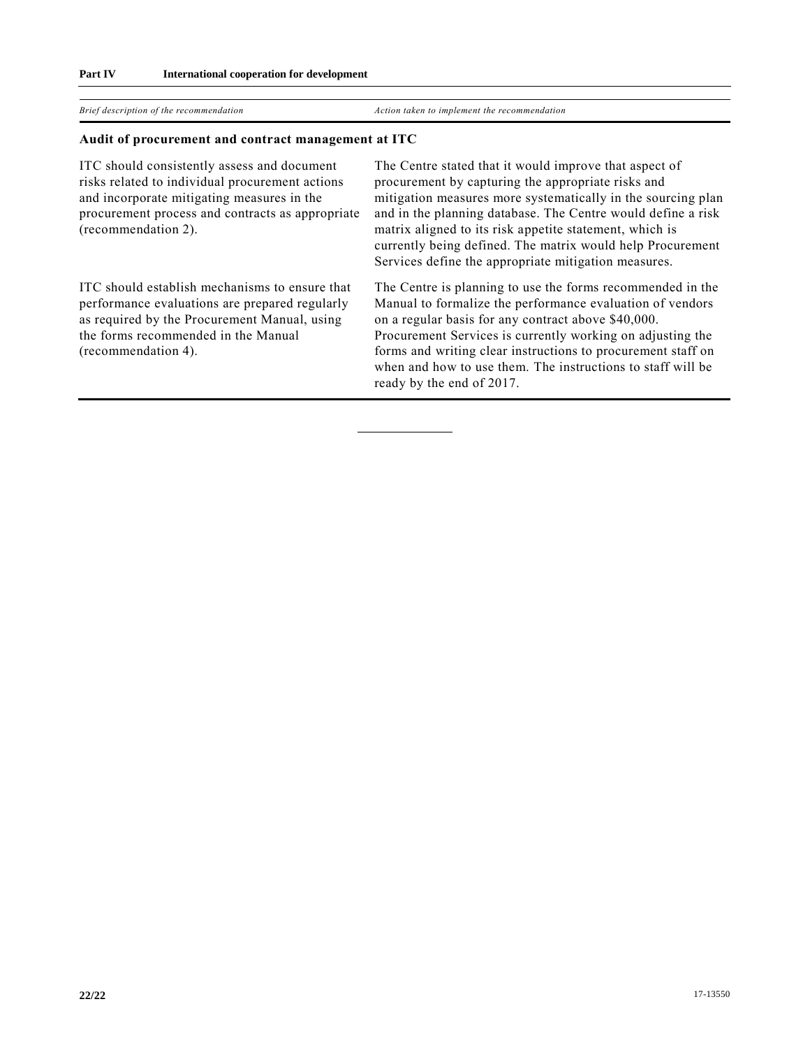| *Brief description of the recommendation* | *Action taken to implement the recommendation* |
|---|---|
| **Audit of procurement and contract management at ITC** | |
| ITC should consistently assess and document risks related to individual procurement actions and incorporate mitigating measures in the procurement process and contracts as appropriate (recommendation 2). | The Centre stated that it would improve that aspect of procurement by capturing the appropriate risks and mitigation measures more systematically in the sourcing plan and in the planning database. The Centre would define a risk matrix aligned to its risk appetite statement, which is currently being defined. The matrix would help Procurement Services define the appropriate mitigation measures. |
| ITC should establish mechanisms to ensure that performance evaluations are prepared regularly as required by the Procurement Manual, using the forms recommended in the Manual (recommendation 4). | The Centre is planning to use the forms recommended in the Manual to formalize the performance evaluation of vendors on a regular basis for any contract above $40,000. Procurement Services is currently working on adjusting the forms and writing clear instructions to procurement staff on when and how to use them. The instructions to staff will be ready by the end of 2017. |